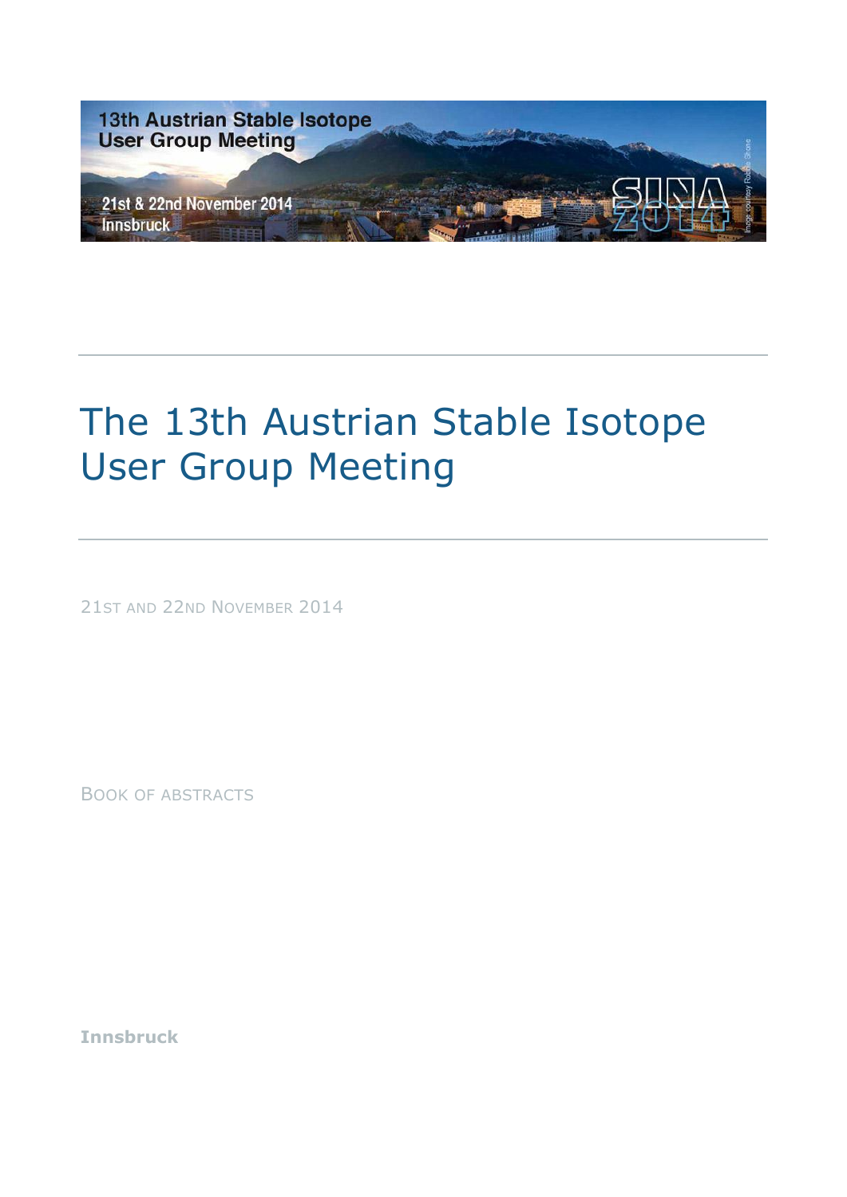# The 13th Austrian Stable Isotope User Group Meeting

21ST AND 22ND NOVEMBER 2014

BOOK OF ABSTRACTS

**Innsbruck**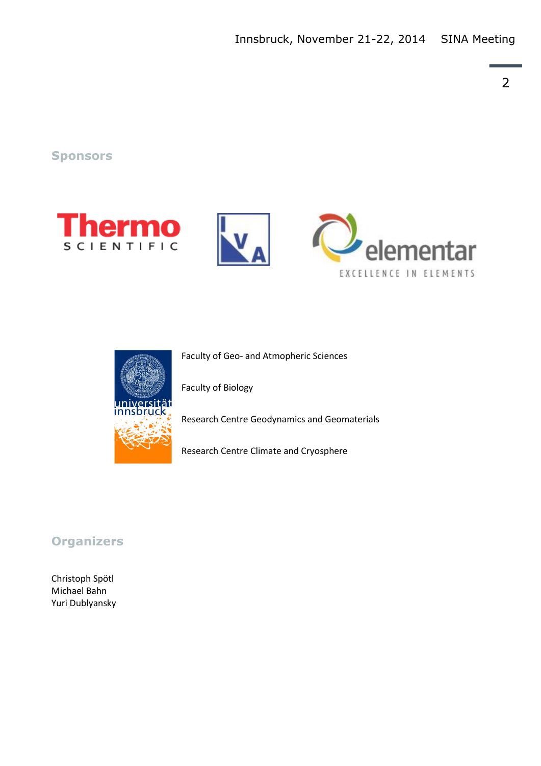## Sponsors

Faculty of Geo- and Atmopheric Sciences

Faculty of Biology

Research Centre Geodynamics and Geomaterials

Research Centre Climate and Cryosphere

## Organizers

Christoph Spötl  
Michael Bahn  
Yuri Dublyansky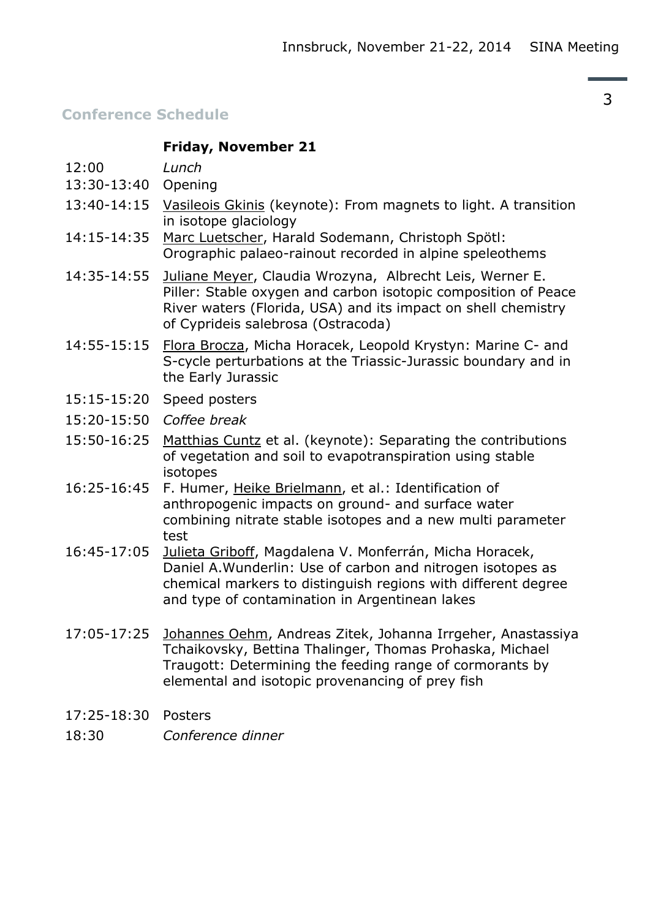## Conference Schedule

### Friday, November 21

| | |
|---|---|
| 12:00 | *Lunch* |
| 13:30-13:40 | Opening |
| 13:40-14:15 | Vasileois Gkinis (keynote): From magnets to light. A transition in isotope glaciology |
| 14:15-14:35 | Marc Luetscher, Harald Sodemann, Christoph Spötl: Orographic palaeo-rainout recorded in alpine speleothems |
| 14:35-14:55 | Juliane Meyer, Claudia Wrozyna, Albrecht Leis, Werner E. Piller: Stable oxygen and carbon isotopic composition of Peace River waters (Florida, USA) and its impact on shell chemistry of Cyprideis salebrosa (Ostracoda) |
| 14:55-15:15 | Flora Brocza, Micha Horacek, Leopold Krystyn: Marine C- and S-cycle perturbations at the Triassic-Jurassic boundary and in the Early Jurassic |
| 15:15-15:20 | Speed posters |
| 15:20-15:50 | *Coffee break* |
| 15:50-16:25 | Matthias Cuntz et al. (keynote): Separating the contributions of vegetation and soil to evapotranspiration using stable isotopes |
| 16:25-16:45 | F. Humer, Heike Brielmann, et al.: Identification of anthropogenic impacts on ground- and surface water combining nitrate stable isotopes and a new multi parameter test |
| 16:45-17:05 | Julieta Griboff, Magdalena V. Monferrán, Micha Horacek, Daniel A.Wunderlin: Use of carbon and nitrogen isotopes as chemical markers to distinguish regions with different degree and type of contamination in Argentinean lakes |
| 17:05-17:25 | Johannes Oehm, Andreas Zitek, Johanna Irrgeher, Anastassiya Tchaikovsky, Bettina Thalinger, Thomas Prohaska, Michael Traugott: Determining the feeding range of cormorants by elemental and isotopic provenancing of prey fish |
| 17:25-18:30 | Posters |
| 18:30 | *Conference dinner* |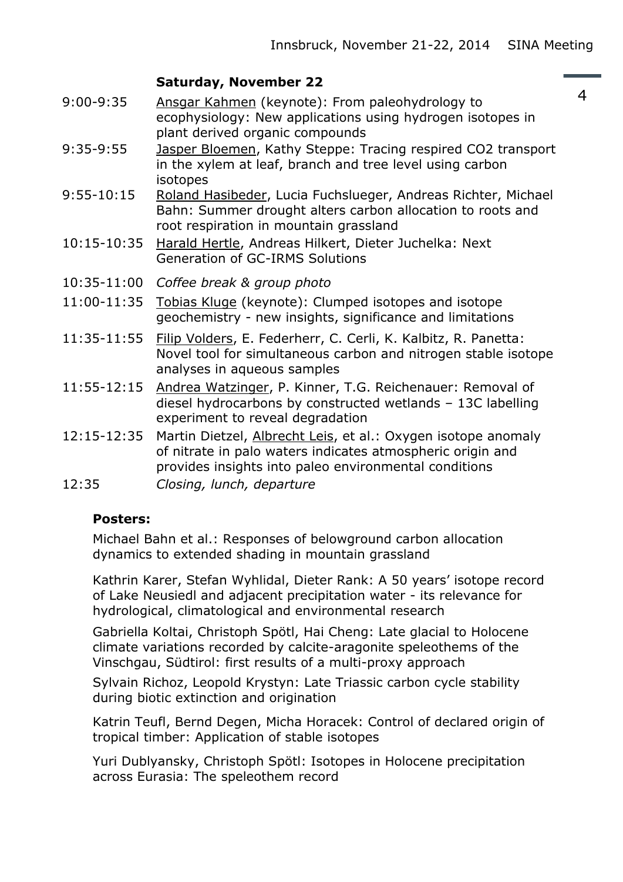### Saturday, November 22

| | |
|---|---|
| 9:00-9:35 | Ansgar Kahmen (keynote): From paleohydrology to ecophysiology: New applications using hydrogen isotopes in plant derived organic compounds |
| 9:35-9:55 | Jasper Bloemen, Kathy Steppe: Tracing respired CO2 transport in the xylem at leaf, branch and tree level using carbon isotopes |
| 9:55-10:15 | Roland Hasibeder, Lucia Fuchslueger, Andreas Richter, Michael Bahn: Summer drought alters carbon allocation to roots and root respiration in mountain grassland |
| 10:15-10:35 | Harald Hertle, Andreas Hilkert, Dieter Juchelka: Next Generation of GC-IRMS Solutions |
| 10:35-11:00 | *Coffee break & group photo* |
| 11:00-11:35 | Tobias Kluge (keynote): Clumped isotopes and isotope geochemistry - new insights, significance and limitations |
| 11:35-11:55 | Filip Volders, E. Federherr, C. Cerli, K. Kalbitz, R. Panetta: Novel tool for simultaneous carbon and nitrogen stable isotope analyses in aqueous samples |
| 11:55-12:15 | Andrea Watzinger, P. Kinner, T.G. Reichenauer: Removal of diesel hydrocarbons by constructed wetlands – 13C labelling experiment to reveal degradation |
| 12:15-12:35 | Martin Dietzel, Albrecht Leis, et al.: Oxygen isotope anomaly of nitrate in palo waters indicates atmospheric origin and provides insights into paleo environmental conditions |
| 12:35 | *Closing, lunch, departure* |

**Posters:**

Michael Bahn et al.: Responses of belowground carbon allocation dynamics to extended shading in mountain grassland

Kathrin Karer, Stefan Wyhlidal, Dieter Rank: A 50 years' isotope record of Lake Neusiedl and adjacent precipitation water - its relevance for hydrological, climatological and environmental research

Gabriella Koltai, Christoph Spötl, Hai Cheng: Late glacial to Holocene climate variations recorded by calcite-aragonite speleothems of the Vinschgau, Südtirol: first results of a multi-proxy approach

Sylvain Richoz, Leopold Krystyn: Late Triassic carbon cycle stability during biotic extinction and origination

Katrin Teufl, Bernd Degen, Micha Horacek: Control of declared origin of tropical timber: Application of stable isotopes

Yuri Dublyansky, Christoph Spötl: Isotopes in Holocene precipitation across Eurasia: The speleothem record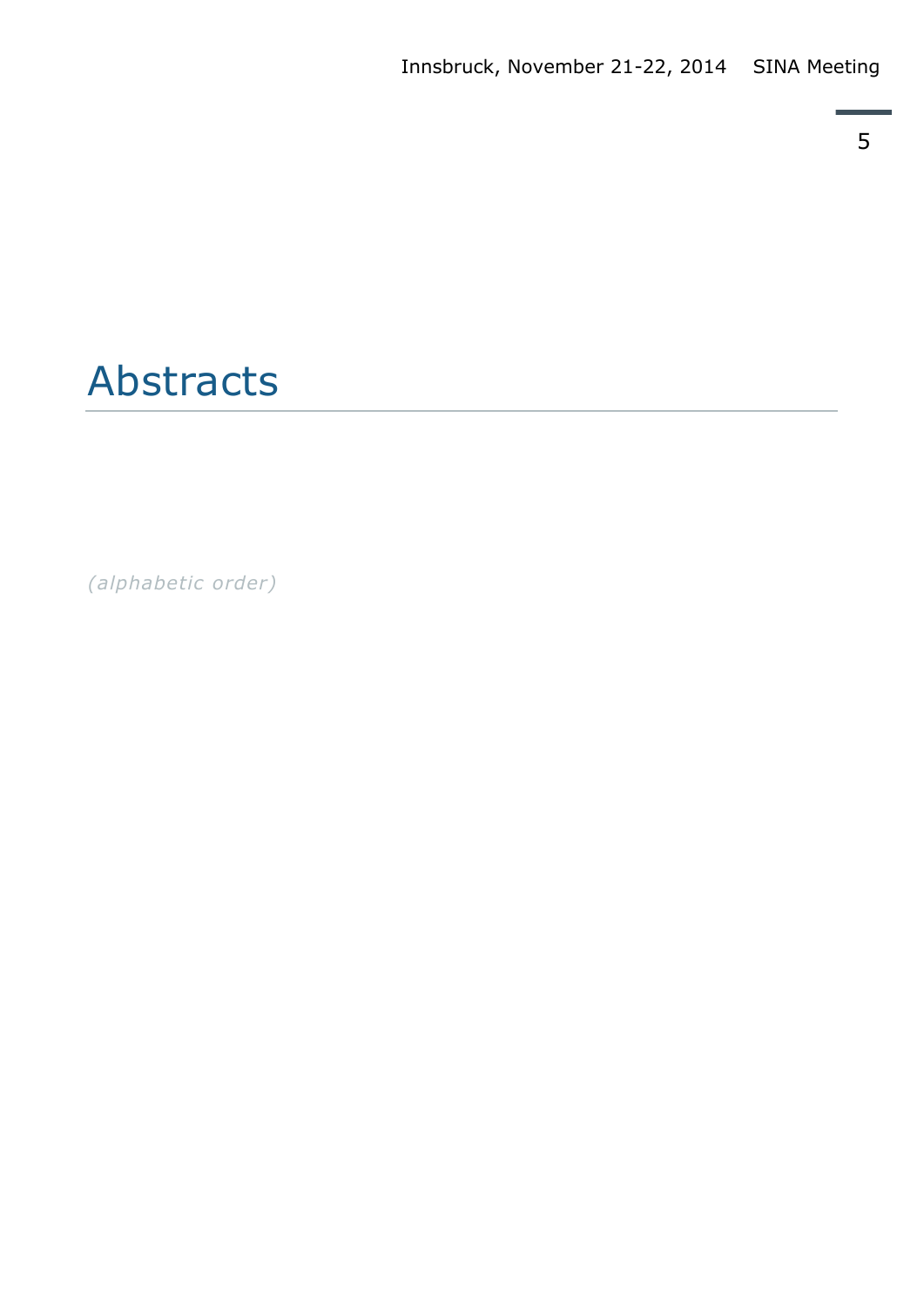# Abstracts

*(alphabetic order)*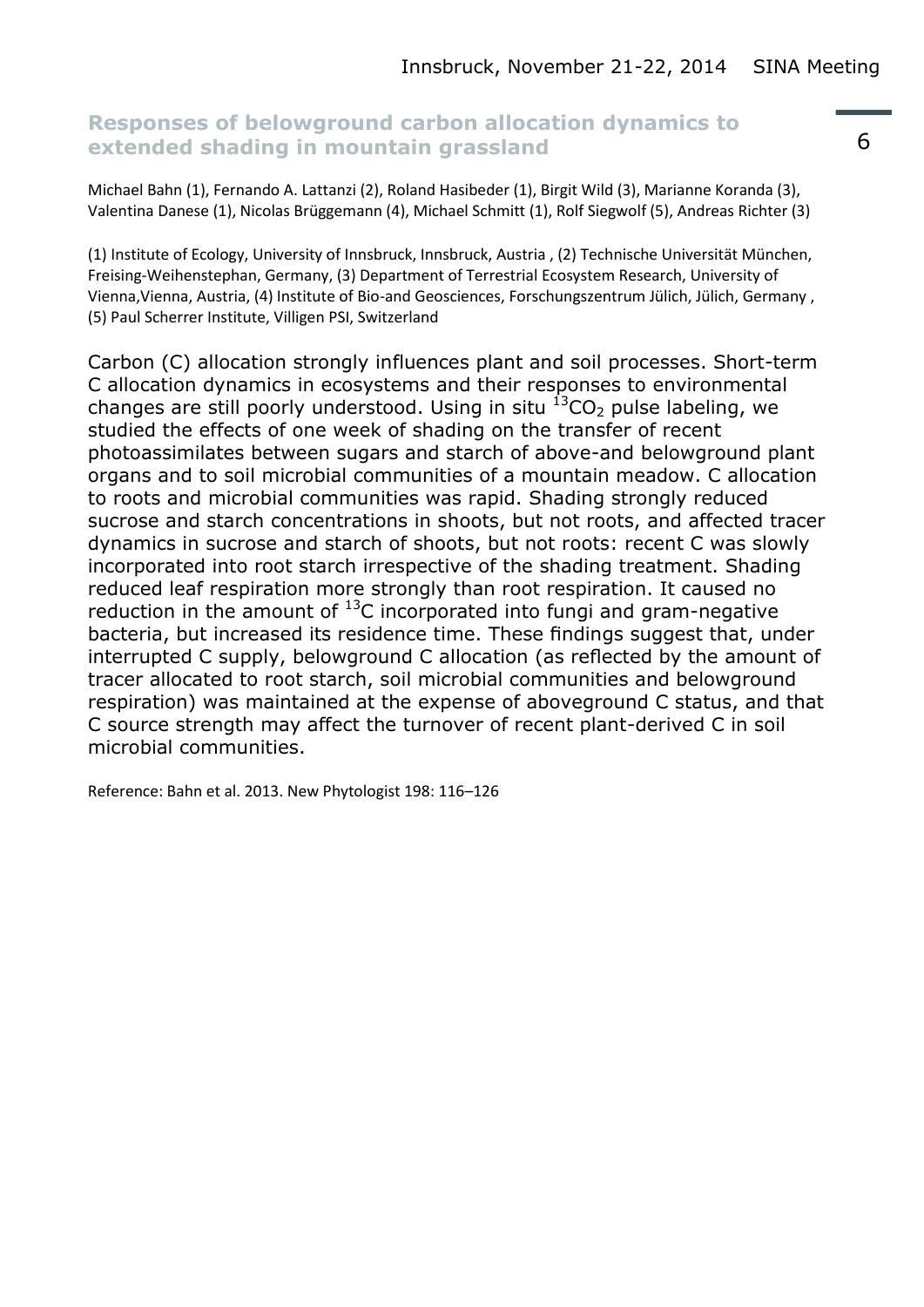## Responses of belowground carbon allocation dynamics to extended shading in mountain grassland

Michael Bahn (1), Fernando A. Lattanzi (2), Roland Hasibeder (1), Birgit Wild (3), Marianne Koranda (3), Valentina Danese (1), Nicolas Brüggemann (4), Michael Schmitt (1), Rolf Siegwolf (5), Andreas Richter (3)

(1) Institute of Ecology, University of Innsbruck, Innsbruck, Austria , (2) Technische Universität München, Freising-Weihenstephan, Germany, (3) Department of Terrestrial Ecosystem Research, University of Vienna,Vienna, Austria, (4) Institute of Bio-and Geosciences, Forschungszentrum Jülich, Jülich, Germany , (5) Paul Scherrer Institute, Villigen PSI, Switzerland

Carbon (C) allocation strongly influences plant and soil processes. Short-term C allocation dynamics in ecosystems and their responses to environmental changes are still poorly understood. Using in situ $^{13}CO_2$ pulse labeling, we studied the effects of one week of shading on the transfer of recent photoassimilates between sugars and starch of above-and belowground plant organs and to soil microbial communities of a mountain meadow. C allocation to roots and microbial communities was rapid. Shading strongly reduced sucrose and starch concentrations in shoots, but not roots, and affected tracer dynamics in sucrose and starch of shoots, but not roots: recent C was slowly incorporated into root starch irrespective of the shading treatment. Shading reduced leaf respiration more strongly than root respiration. It caused no reduction in the amount of $^{13}C$ incorporated into fungi and gram-negative bacteria, but increased its residence time. These findings suggest that, under interrupted C supply, belowground C allocation (as reflected by the amount of tracer allocated to root starch, soil microbial communities and belowground respiration) was maintained at the expense of aboveground C status, and that C source strength may affect the turnover of recent plant-derived C in soil microbial communities.

Reference: Bahn et al. 2013. New Phytologist 198: 116–126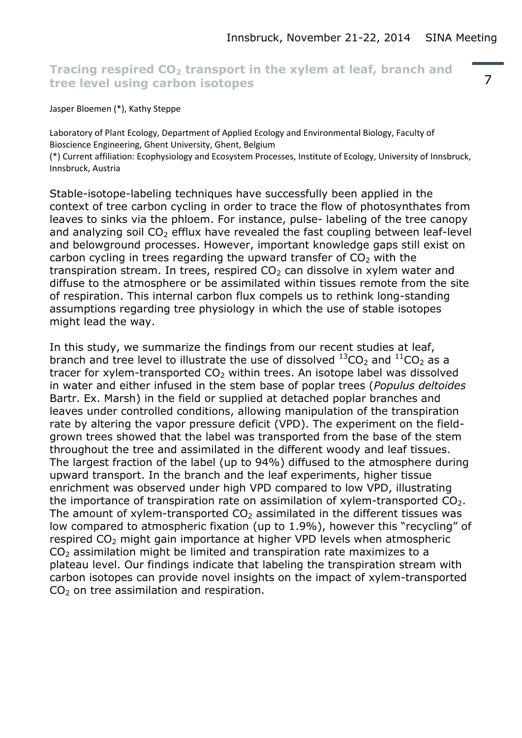## Tracing respired $CO_2$ transport in the xylem at leaf, branch and tree level using carbon isotopes

Jasper Bloemen (*), Kathy Steppe

Laboratory of Plant Ecology, Department of Applied Ecology and Environmental Biology, Faculty of Bioscience Engineering, Ghent University, Ghent, Belgium
(*) Current affiliation: Ecophysiology and Ecosystem Processes, Institute of Ecology, University of Innsbruck, Innsbruck, Austria

Stable-isotope-labeling techniques have successfully been applied in the context of tree carbon cycling in order to trace the flow of photosynthates from leaves to sinks via the phloem. For instance, pulse- labeling of the tree canopy and analyzing soil $CO_2$ efflux have revealed the fast coupling between leaf-level and belowground processes. However, important knowledge gaps still exist on carbon cycling in trees regarding the upward transfer of $CO_2$ with the transpiration stream. In trees, respired $CO_2$ can dissolve in xylem water and diffuse to the atmosphere or be assimilated within tissues remote from the site of respiration. This internal carbon flux compels us to rethink long-standing assumptions regarding tree physiology in which the use of stable isotopes might lead the way.

In this study, we summarize the findings from our recent studies at leaf, branch and tree level to illustrate the use of dissolved $^{13}CO_2$ and $^{11}CO_2$ as a tracer for xylem-transported $CO_2$ within trees. An isotope label was dissolved in water and either infused in the stem base of poplar trees (*Populus deltoides* Bartr. Ex. Marsh) in the field or supplied at detached poplar branches and leaves under controlled conditions, allowing manipulation of the transpiration rate by altering the vapor pressure deficit (VPD). The experiment on the field-grown trees showed that the label was transported from the base of the stem throughout the tree and assimilated in the different woody and leaf tissues. The largest fraction of the label (up to 94%) diffused to the atmosphere during upward transport. In the branch and the leaf experiments, higher tissue enrichment was observed under high VPD compared to low VPD, illustrating the importance of transpiration rate on assimilation of xylem-transported $CO_2$. The amount of xylem-transported $CO_2$ assimilated in the different tissues was low compared to atmospheric fixation (up to 1.9%), however this "recycling" of respired $CO_2$ might gain importance at higher VPD levels when atmospheric $CO_2$ assimilation might be limited and transpiration rate maximizes to a plateau level. Our findings indicate that labeling the transpiration stream with carbon isotopes can provide novel insights on the impact of xylem-transported $CO_2$ on tree assimilation and respiration.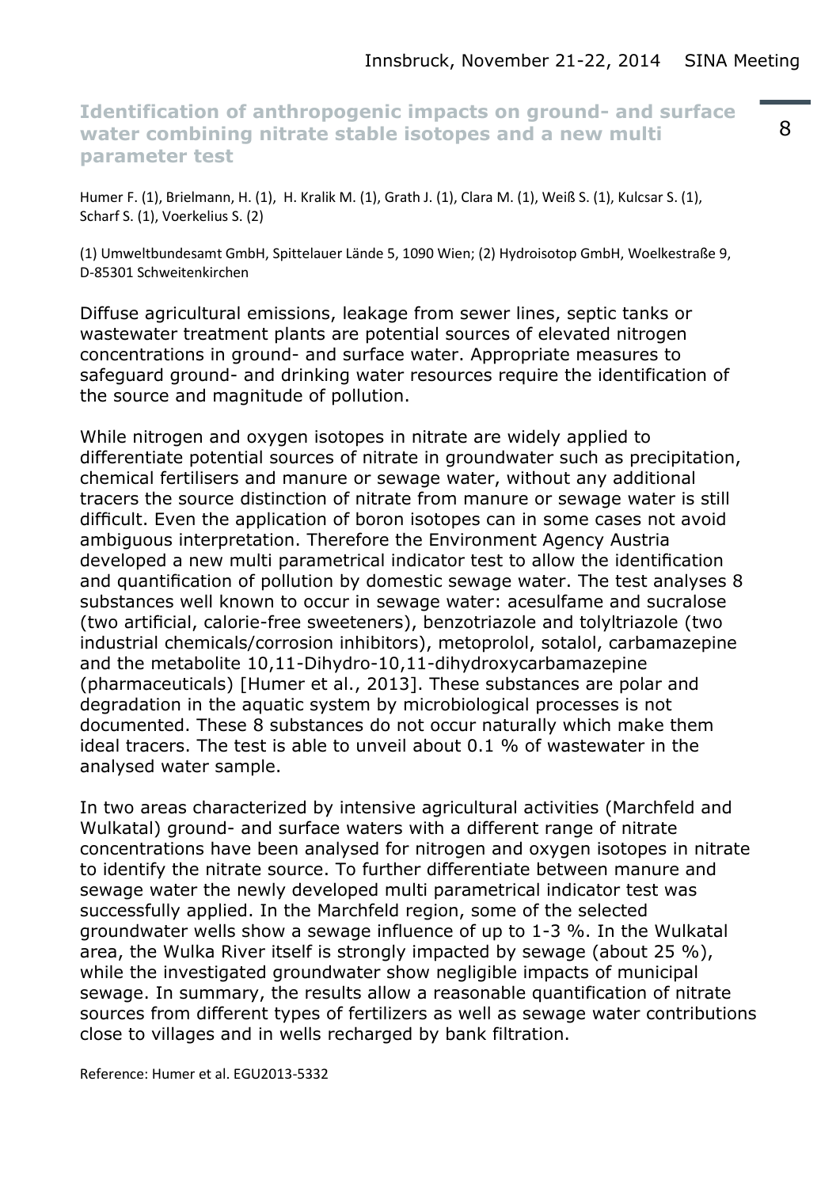## Identification of anthropogenic impacts on ground- and surface water combining nitrate stable isotopes and a new multi parameter test

Humer F. (1), Brielmann, H. (1), H. Kralik M. (1), Grath J. (1), Clara M. (1), Weiß S. (1), Kulcsar S. (1), Scharf S. (1), Voerkelius S. (2)

(1) Umweltbundesamt GmbH, Spittelauer Lände 5, 1090 Wien; (2) Hydroisotop GmbH, Woelkestraße 9, D-85301 Schweitenkirchen

Diffuse agricultural emissions, leakage from sewer lines, septic tanks or wastewater treatment plants are potential sources of elevated nitrogen concentrations in ground- and surface water. Appropriate measures to safeguard ground- and drinking water resources require the identification of the source and magnitude of pollution.

While nitrogen and oxygen isotopes in nitrate are widely applied to differentiate potential sources of nitrate in groundwater such as precipitation, chemical fertilisers and manure or sewage water, without any additional tracers the source distinction of nitrate from manure or sewage water is still difficult. Even the application of boron isotopes can in some cases not avoid ambiguous interpretation. Therefore the Environment Agency Austria developed a new multi parametrical indicator test to allow the identification and quantification of pollution by domestic sewage water. The test analyses 8 substances well known to occur in sewage water: acesulfame and sucralose (two artificial, calorie-free sweeteners), benzotriazole and tolyltriazole (two industrial chemicals/corrosion inhibitors), metoprolol, sotalol, carbamazepine and the metabolite 10,11-Dihydro-10,11-dihydroxycarbamazepine (pharmaceuticals) [Humer et al., 2013]. These substances are polar and degradation in the aquatic system by microbiological processes is not documented. These 8 substances do not occur naturally which make them ideal tracers. The test is able to unveil about 0.1 % of wastewater in the analysed water sample.

In two areas characterized by intensive agricultural activities (Marchfeld and Wulkatal) ground- and surface waters with a different range of nitrate concentrations have been analysed for nitrogen and oxygen isotopes in nitrate to identify the nitrate source. To further differentiate between manure and sewage water the newly developed multi parametrical indicator test was successfully applied. In the Marchfeld region, some of the selected groundwater wells show a sewage influence of up to 1-3 %. In the Wulkatal area, the Wulka River itself is strongly impacted by sewage (about 25 %), while the investigated groundwater show negligible impacts of municipal sewage. In summary, the results allow a reasonable quantification of nitrate sources from different types of fertilizers as well as sewage water contributions close to villages and in wells recharged by bank filtration.

Reference: Humer et al. EGU2013-5332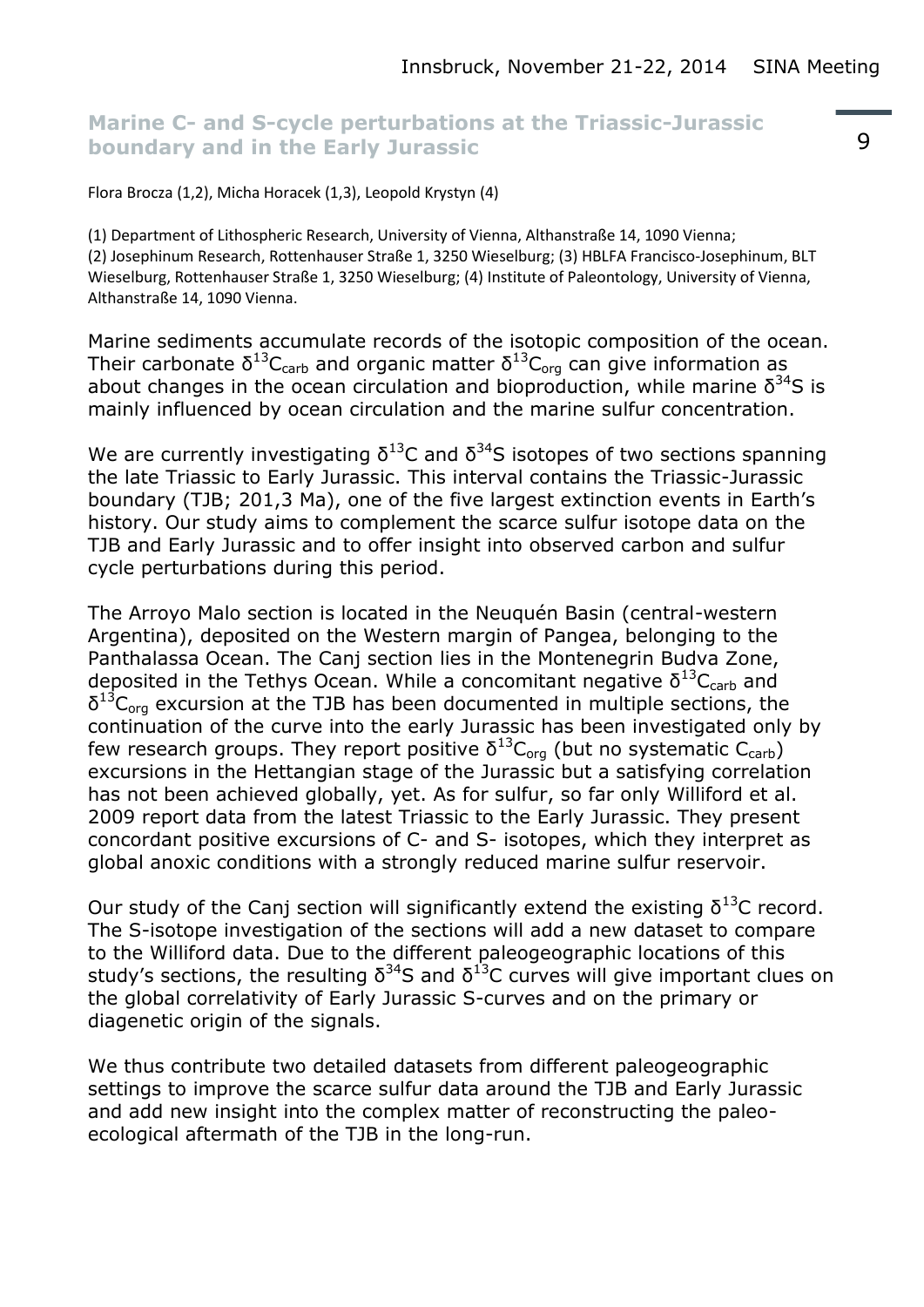## Marine C- and S-cycle perturbations at the Triassic-Jurassic boundary and in the Early Jurassic

Flora Brocza (1,2), Micha Horacek (1,3), Leopold Krystyn (4)

(1) Department of Lithospheric Research, University of Vienna, Althanstraße 14, 1090 Vienna; (2) Josephinum Research, Rottenhauser Straße 1, 3250 Wieselburg; (3) HBLFA Francisco-Josephinum, BLT Wieselburg, Rottenhauser Straße 1, 3250 Wieselburg; (4) Institute of Paleontology, University of Vienna, Althanstraße 14, 1090 Vienna.

Marine sediments accumulate records of the isotopic composition of the ocean. Their carbonate $\delta^{13}C_{carb}$ and organic matter $\delta^{13}C_{org}$ can give information as about changes in the ocean circulation and bioproduction, while marine $\delta^{34}S$ is mainly influenced by ocean circulation and the marine sulfur concentration.

We are currently investigating $\delta^{13}C$ and $\delta^{34}S$ isotopes of two sections spanning the late Triassic to Early Jurassic. This interval contains the Triassic-Jurassic boundary (TJB; 201,3 Ma), one of the five largest extinction events in Earth's history. Our study aims to complement the scarce sulfur isotope data on the TJB and Early Jurassic and to offer insight into observed carbon and sulfur cycle perturbations during this period.

The Arroyo Malo section is located in the Neuquén Basin (central-western Argentina), deposited on the Western margin of Pangea, belonging to the Panthalassa Ocean. The Canj section lies in the Montenegrin Budva Zone, deposited in the Tethys Ocean. While a concomitant negative $\delta^{13}C_{carb}$ and $\delta^{13}C_{org}$ excursion at the TJB has been documented in multiple sections, the continuation of the curve into the early Jurassic has been investigated only by few research groups. They report positive $\delta^{13}C_{org}$ (but no systematic $C_{carb}$) excursions in the Hettangian stage of the Jurassic but a satisfying correlation has not been achieved globally, yet. As for sulfur, so far only Williford et al. 2009 report data from the latest Triassic to the Early Jurassic. They present concordant positive excursions of C- and S- isotopes, which they interpret as global anoxic conditions with a strongly reduced marine sulfur reservoir.

Our study of the Canj section will significantly extend the existing $\delta^{13}C$ record. The S-isotope investigation of the sections will add a new dataset to compare to the Williford data. Due to the different paleogeographic locations of this study's sections, the resulting $\delta^{34}S$ and $\delta^{13}C$ curves will give important clues on the global correlativity of Early Jurassic S-curves and on the primary or diagenetic origin of the signals.

We thus contribute two detailed datasets from different paleogeographic settings to improve the scarce sulfur data around the TJB and Early Jurassic and add new insight into the complex matter of reconstructing the paleo-ecological aftermath of the TJB in the long-run.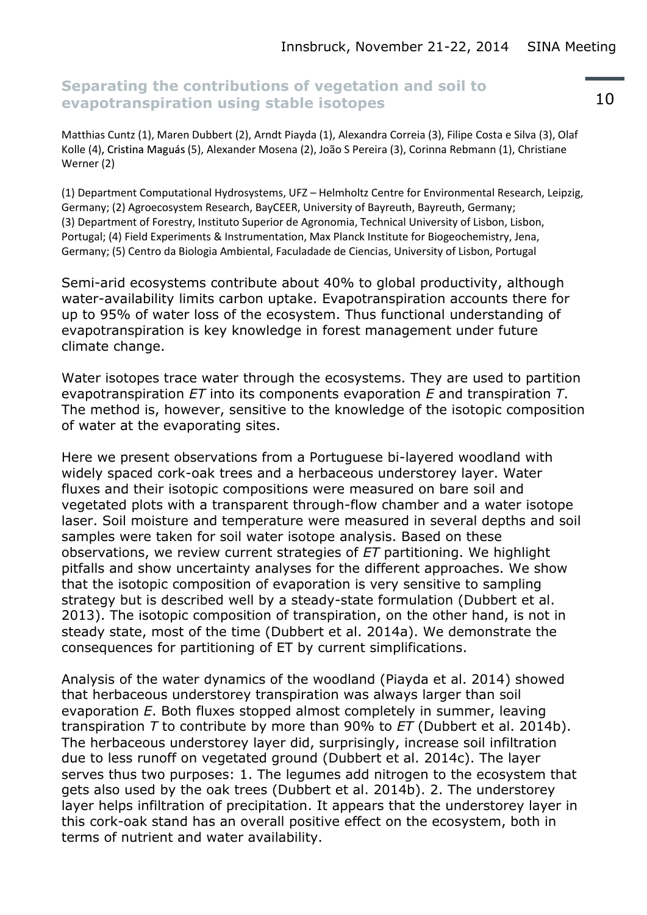## Separating the contributions of vegetation and soil to evapotranspiration using stable isotopes

Matthias Cuntz (1), Maren Dubbert (2), Arndt Piayda (1), Alexandra Correia (3), Filipe Costa e Silva (3), Olaf Kolle (4), Cristina Maguás (5), Alexander Mosena (2), João S Pereira (3), Corinna Rebmann (1), Christiane Werner (2)

(1) Department Computational Hydrosystems, UFZ – Helmholtz Centre for Environmental Research, Leipzig, Germany; (2) Agroecosystem Research, BayCEER, University of Bayreuth, Bayreuth, Germany; (3) Department of Forestry, Instituto Superior de Agronomia, Technical University of Lisbon, Lisbon, Portugal; (4) Field Experiments & Instrumentation, Max Planck Institute for Biogeochemistry, Jena, Germany; (5) Centro da Biologia Ambiental, Faculadade de Ciencias, University of Lisbon, Portugal

Semi-arid ecosystems contribute about 40% to global productivity, although water-availability limits carbon uptake. Evapotranspiration accounts there for up to 95% of water loss of the ecosystem. Thus functional understanding of evapotranspiration is key knowledge in forest management under future climate change.

Water isotopes trace water through the ecosystems. They are used to partition evapotranspiration *ET* into its components evaporation *E* and transpiration *T*. The method is, however, sensitive to the knowledge of the isotopic composition of water at the evaporating sites.

Here we present observations from a Portuguese bi-layered woodland with widely spaced cork-oak trees and a herbaceous understorey layer. Water fluxes and their isotopic compositions were measured on bare soil and vegetated plots with a transparent through-flow chamber and a water isotope laser. Soil moisture and temperature were measured in several depths and soil samples were taken for soil water isotope analysis. Based on these observations, we review current strategies of *ET* partitioning. We highlight pitfalls and show uncertainty analyses for the different approaches. We show that the isotopic composition of evaporation is very sensitive to sampling strategy but is described well by a steady-state formulation (Dubbert et al. 2013). The isotopic composition of transpiration, on the other hand, is not in steady state, most of the time (Dubbert et al. 2014a). We demonstrate the consequences for partitioning of ET by current simplifications.

Analysis of the water dynamics of the woodland (Piayda et al. 2014) showed that herbaceous understorey transpiration was always larger than soil evaporation *E*. Both fluxes stopped almost completely in summer, leaving transpiration *T* to contribute by more than 90% to *ET* (Dubbert et al. 2014b). The herbaceous understorey layer did, surprisingly, increase soil infiltration due to less runoff on vegetated ground (Dubbert et al. 2014c). The layer serves thus two purposes: 1. The legumes add nitrogen to the ecosystem that gets also used by the oak trees (Dubbert et al. 2014b). 2. The understorey layer helps infiltration of precipitation. It appears that the understorey layer in this cork-oak stand has an overall positive effect on the ecosystem, both in terms of nutrient and water availability.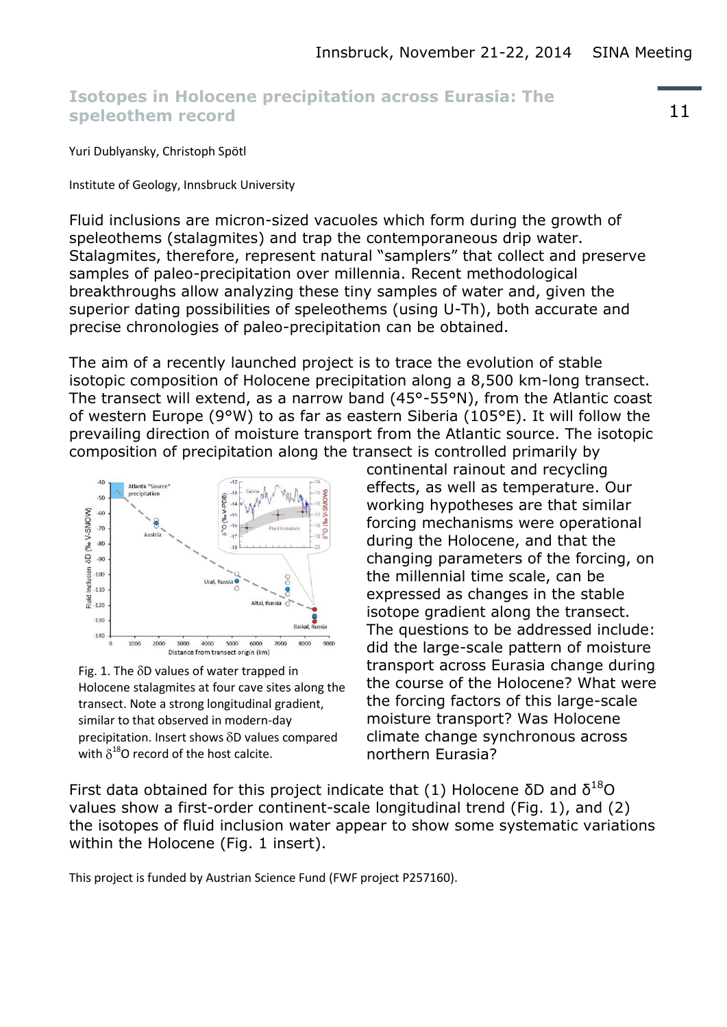# Isotopes in Holocene precipitation across Eurasia: The speleothem record

Yuri Dublyansky, Christoph Spötl

Institute of Geology, Innsbruck University

Fluid inclusions are micron-sized vacuoles which form during the growth of speleothems (stalagmites) and trap the contemporaneous drip water. Stalagmites, therefore, represent natural "samplers" that collect and preserve samples of paleo-precipitation over millennia. Recent methodological breakthroughs allow analyzing these tiny samples of water and, given the superior dating possibilities of speleothems (using U-Th), both accurate and precise chronologies of paleo-precipitation can be obtained.

The aim of a recently launched project is to trace the evolution of stable isotopic composition of Holocene precipitation along a 8,500 km-long transect. The transect will extend, as a narrow band (45°-55°N), from the Atlantic coast of western Europe (9°W) to as far as eastern Siberia (105°E). It will follow the prevailing direction of moisture transport from the Atlantic source. The isotopic composition of precipitation along the transect is controlled primarily by continental rainout and recycling effects, as well as temperature. Our working hypotheses are that similar forcing mechanisms were operational during the Holocene, and that the changing parameters of the forcing, on the millennial time scale, can be expressed as changes in the stable isotope gradient along the transect. The questions to be addressed include: did the large-scale pattern of moisture transport across Eurasia change during the course of the Holocene? What were the forcing factors of this large-scale moisture transport? Was Holocene climate change synchronous across northern Eurasia?

Atlantic "Source" precipitation
Austria
Ural, Russia
Altai, Russia
Baikal, Russia
Fluid inclusion δD (‰ V-SMOW)
Distance from transect origin (km)
Calcite
Fluid Inclusions
$\delta^{18}O$ (‰ V-PDB)
$\delta^{18}O$ (‰ V-SMOW)

Fig. 1. The δD values of water trapped in Holocene stalagmites at four cave sites along the transect. Note a strong longitudinal gradient, similar to that observed in modern-day precipitation. Insert shows δD values compared with $\delta^{18}O$ record of the host calcite.

First data obtained for this project indicate that (1) Holocene δD and $\delta^{18}O$ values show a first-order continent-scale longitudinal trend (Fig. 1), and (2) the isotopes of fluid inclusion water appear to show some systematic variations within the Holocene (Fig. 1 insert).

This project is funded by Austrian Science Fund (FWF project P257160).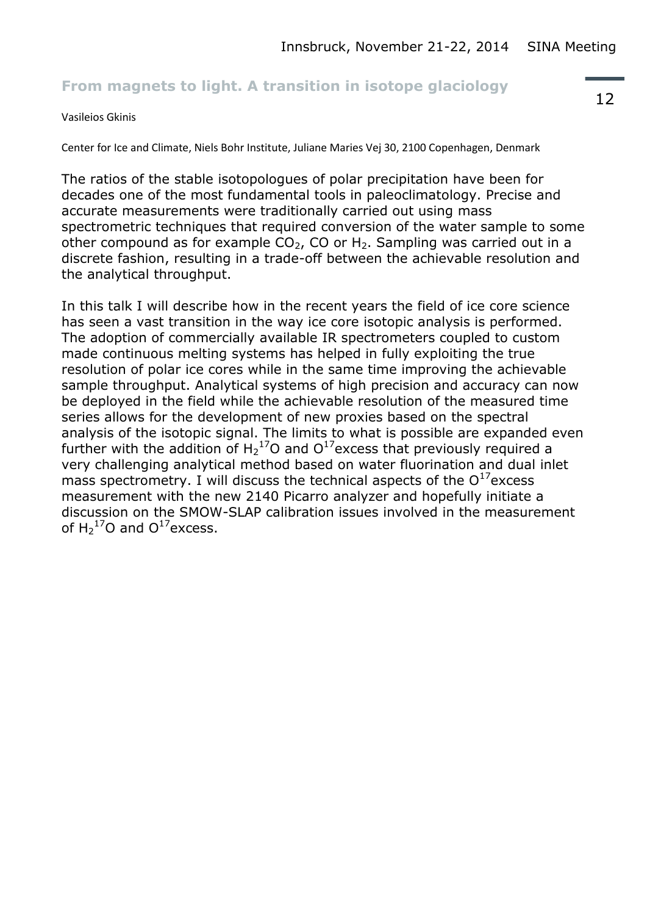## From magnets to light. A transition in isotope glaciology

Vasileios Gkinis

Center for Ice and Climate, Niels Bohr Institute, Juliane Maries Vej 30, 2100 Copenhagen, Denmark

The ratios of the stable isotopologues of polar precipitation have been for decades one of the most fundamental tools in paleoclimatology. Precise and accurate measurements were traditionally carried out using mass spectrometric techniques that required conversion of the water sample to some other compound as for example $CO_2$, CO or $H_2$. Sampling was carried out in a discrete fashion, resulting in a trade-off between the achievable resolution and the analytical throughput.

In this talk I will describe how in the recent years the field of ice core science has seen a vast transition in the way ice core isotopic analysis is performed. The adoption of commercially available IR spectrometers coupled to custom made continuous melting systems has helped in fully exploiting the true resolution of polar ice cores while in the same time improving the achievable sample throughput. Analytical systems of high precision and accuracy can now be deployed in the field while the achievable resolution of the measured time series allows for the development of new proxies based on the spectral analysis of the isotopic signal. The limits to what is possible are expanded even further with the addition of $H_2{}^{17}O$ and $O^{17}$excess that previously required a very challenging analytical method based on water fluorination and dual inlet mass spectrometry. I will discuss the technical aspects of the $O^{17}$excess measurement with the new 2140 Picarro analyzer and hopefully initiate a discussion on the SMOW-SLAP calibration issues involved in the measurement of $H_2{}^{17}O$ and $O^{17}$excess.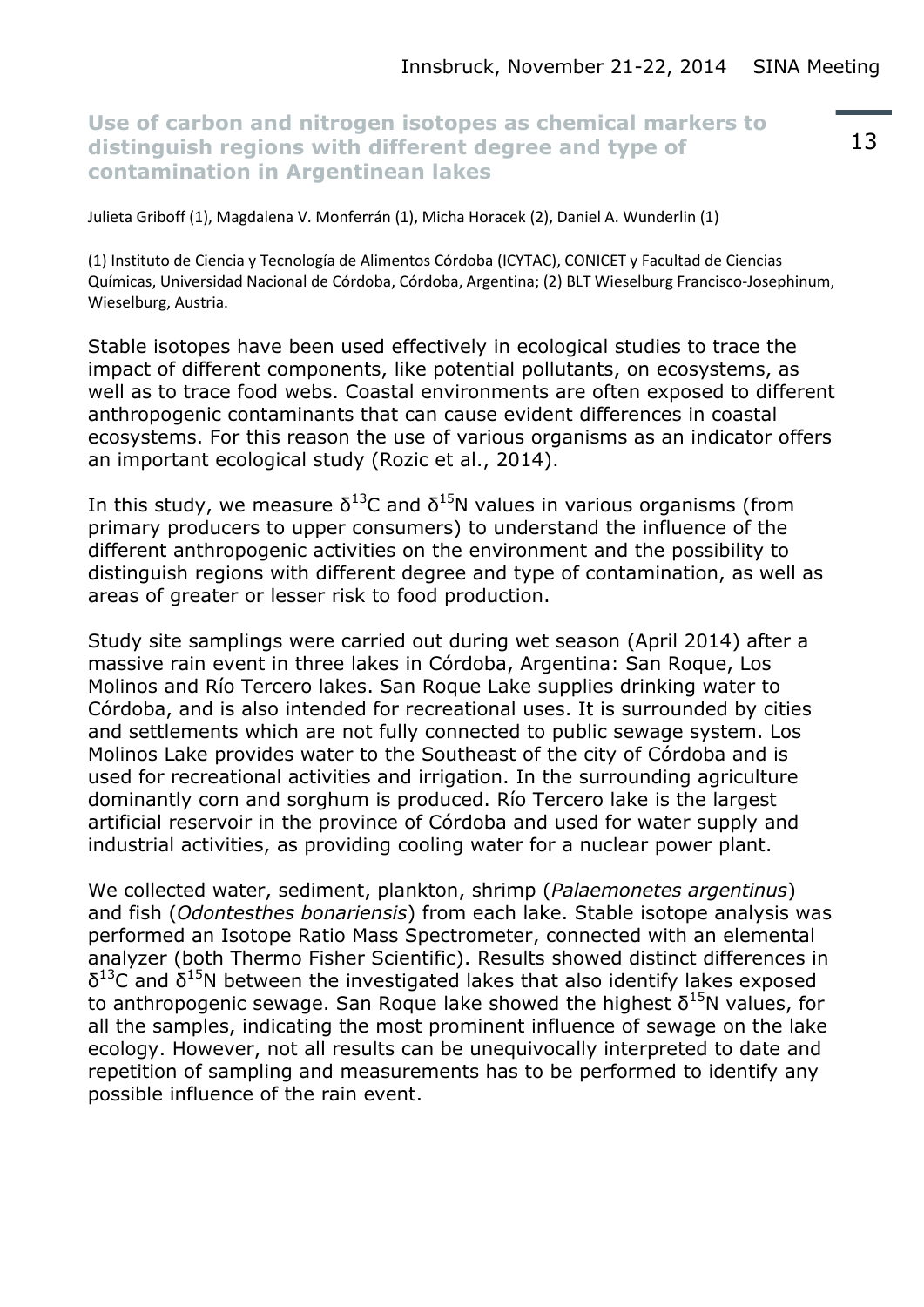## Use of carbon and nitrogen isotopes as chemical markers to distinguish regions with different degree and type of contamination in Argentinean lakes

Julieta Griboff (1), Magdalena V. Monferrán (1), Micha Horacek (2), Daniel A. Wunderlin (1)

(1) Instituto de Ciencia y Tecnología de Alimentos Córdoba (ICYTAC), CONICET y Facultad de Ciencias Químicas, Universidad Nacional de Córdoba, Córdoba, Argentina; (2) BLT Wieselburg Francisco-Josephinum, Wieselburg, Austria.

Stable isotopes have been used effectively in ecological studies to trace the impact of different components, like potential pollutants, on ecosystems, as well as to trace food webs. Coastal environments are often exposed to different anthropogenic contaminants that can cause evident differences in coastal ecosystems. For this reason the use of various organisms as an indicator offers an important ecological study (Rozic et al., 2014).

In this study, we measure $\delta^{13}C$ and $\delta^{15}N$ values in various organisms (from primary producers to upper consumers) to understand the influence of the different anthropogenic activities on the environment and the possibility to distinguish regions with different degree and type of contamination, as well as areas of greater or lesser risk to food production.

Study site samplings were carried out during wet season (April 2014) after a massive rain event in three lakes in Córdoba, Argentina: San Roque, Los Molinos and Río Tercero lakes. San Roque Lake supplies drinking water to Córdoba, and is also intended for recreational uses. It is surrounded by cities and settlements which are not fully connected to public sewage system. Los Molinos Lake provides water to the Southeast of the city of Córdoba and is used for recreational activities and irrigation. In the surrounding agriculture dominantly corn and sorghum is produced. Río Tercero lake is the largest artificial reservoir in the province of Córdoba and used for water supply and industrial activities, as providing cooling water for a nuclear power plant.

We collected water, sediment, plankton, shrimp (*Palaemonetes argentinus*) and fish (*Odontesthes bonariensis*) from each lake. Stable isotope analysis was performed an Isotope Ratio Mass Spectrometer, connected with an elemental analyzer (both Thermo Fisher Scientific). Results showed distinct differences in $\delta^{13}C$ and $\delta^{15}N$ between the investigated lakes that also identify lakes exposed to anthropogenic sewage. San Roque lake showed the highest $\delta^{15}N$ values, for all the samples, indicating the most prominent influence of sewage on the lake ecology. However, not all results can be unequivocally interpreted to date and repetition of sampling and measurements has to be performed to identify any possible influence of the rain event.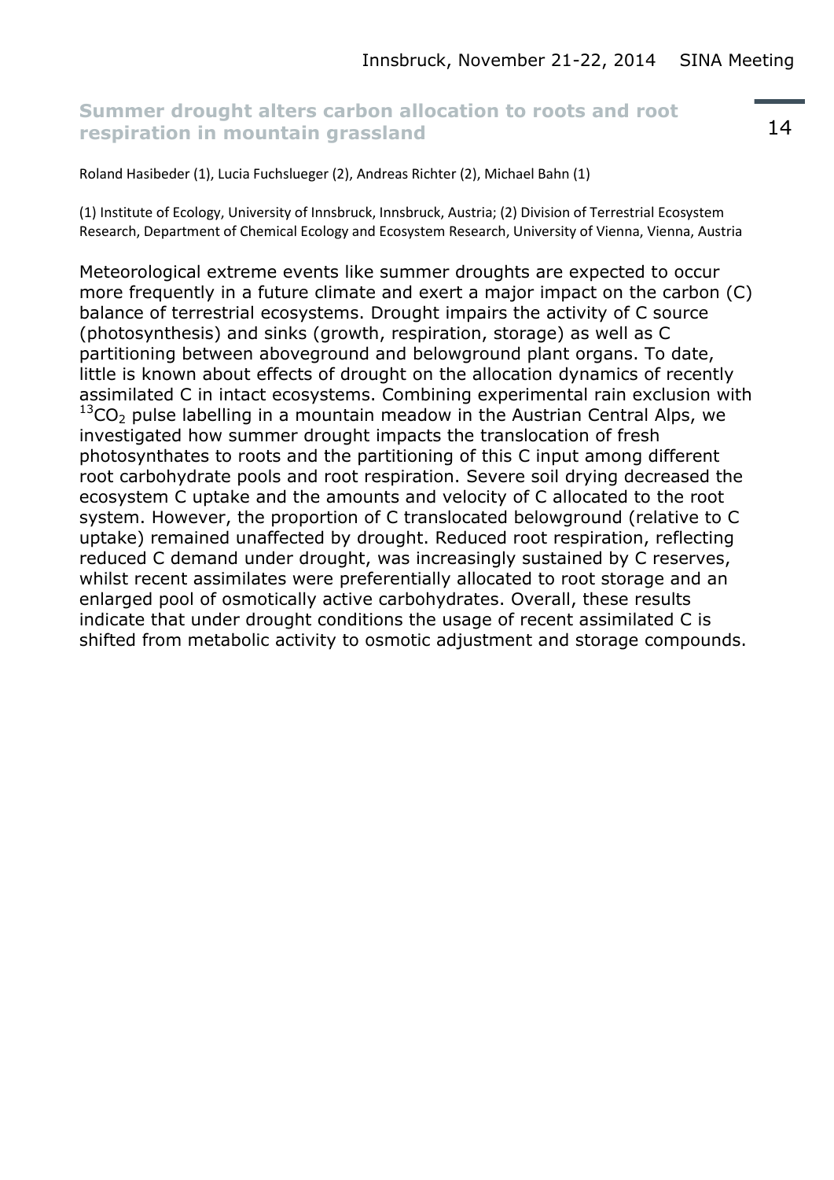## Summer drought alters carbon allocation to roots and root respiration in mountain grassland

Roland Hasibeder (1), Lucia Fuchslueger (2), Andreas Richter (2), Michael Bahn (1)

(1) Institute of Ecology, University of Innsbruck, Innsbruck, Austria; (2) Division of Terrestrial Ecosystem Research, Department of Chemical Ecology and Ecosystem Research, University of Vienna, Vienna, Austria

Meteorological extreme events like summer droughts are expected to occur more frequently in a future climate and exert a major impact on the carbon (C) balance of terrestrial ecosystems. Drought impairs the activity of C source (photosynthesis) and sinks (growth, respiration, storage) as well as C partitioning between aboveground and belowground plant organs. To date, little is known about effects of drought on the allocation dynamics of recently assimilated C in intact ecosystems. Combining experimental rain exclusion with $^{13}CO_2$ pulse labelling in a mountain meadow in the Austrian Central Alps, we investigated how summer drought impacts the translocation of fresh photosynthates to roots and the partitioning of this C input among different root carbohydrate pools and root respiration. Severe soil drying decreased the ecosystem C uptake and the amounts and velocity of C allocated to the root system. However, the proportion of C translocated belowground (relative to C uptake) remained unaffected by drought. Reduced root respiration, reflecting reduced C demand under drought, was increasingly sustained by C reserves, whilst recent assimilates were preferentially allocated to root storage and an enlarged pool of osmotically active carbohydrates. Overall, these results indicate that under drought conditions the usage of recent assimilated C is shifted from metabolic activity to osmotic adjustment and storage compounds.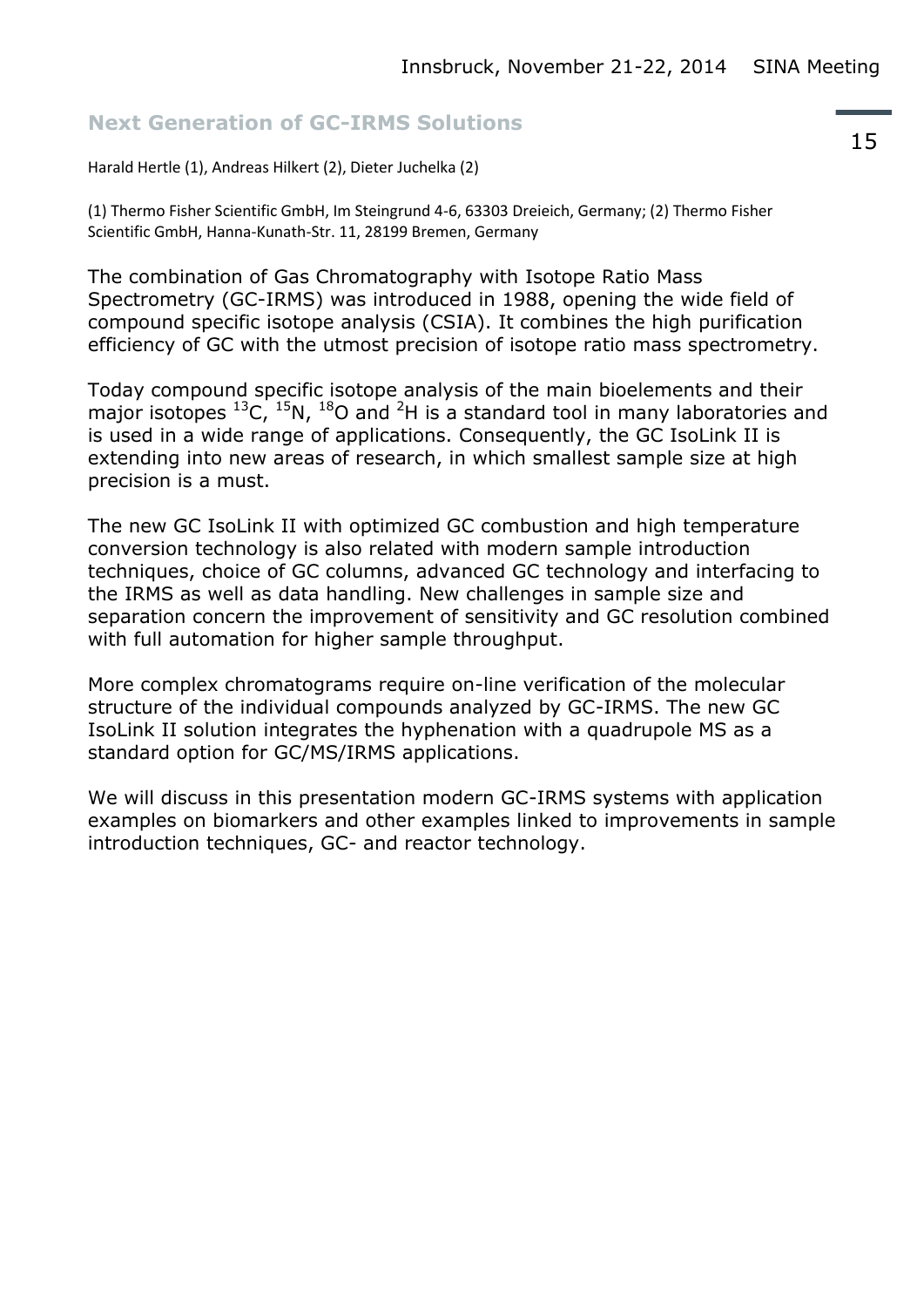## Next Generation of GC-IRMS Solutions

Harald Hertle (1), Andreas Hilkert (2), Dieter Juchelka (2)

(1) Thermo Fisher Scientific GmbH, Im Steingrund 4-6, 63303 Dreieich, Germany; (2) Thermo Fisher Scientific GmbH, Hanna-Kunath-Str. 11, 28199 Bremen, Germany

The combination of Gas Chromatography with Isotope Ratio Mass Spectrometry (GC-IRMS) was introduced in 1988, opening the wide field of compound specific isotope analysis (CSIA). It combines the high purification efficiency of GC with the utmost precision of isotope ratio mass spectrometry.

Today compound specific isotope analysis of the main bioelements and their major isotopes $^{13}C$, $^{15}N$, $^{18}O$ and $^{2}H$ is a standard tool in many laboratories and is used in a wide range of applications. Consequently, the GC IsoLink II is extending into new areas of research, in which smallest sample size at high precision is a must.

The new GC IsoLink II with optimized GC combustion and high temperature conversion technology is also related with modern sample introduction techniques, choice of GC columns, advanced GC technology and interfacing to the IRMS as well as data handling. New challenges in sample size and separation concern the improvement of sensitivity and GC resolution combined with full automation for higher sample throughput.

More complex chromatograms require on-line verification of the molecular structure of the individual compounds analyzed by GC-IRMS. The new GC IsoLink II solution integrates the hyphenation with a quadrupole MS as a standard option for GC/MS/IRMS applications.

We will discuss in this presentation modern GC-IRMS systems with application examples on biomarkers and other examples linked to improvements in sample introduction techniques, GC- and reactor technology.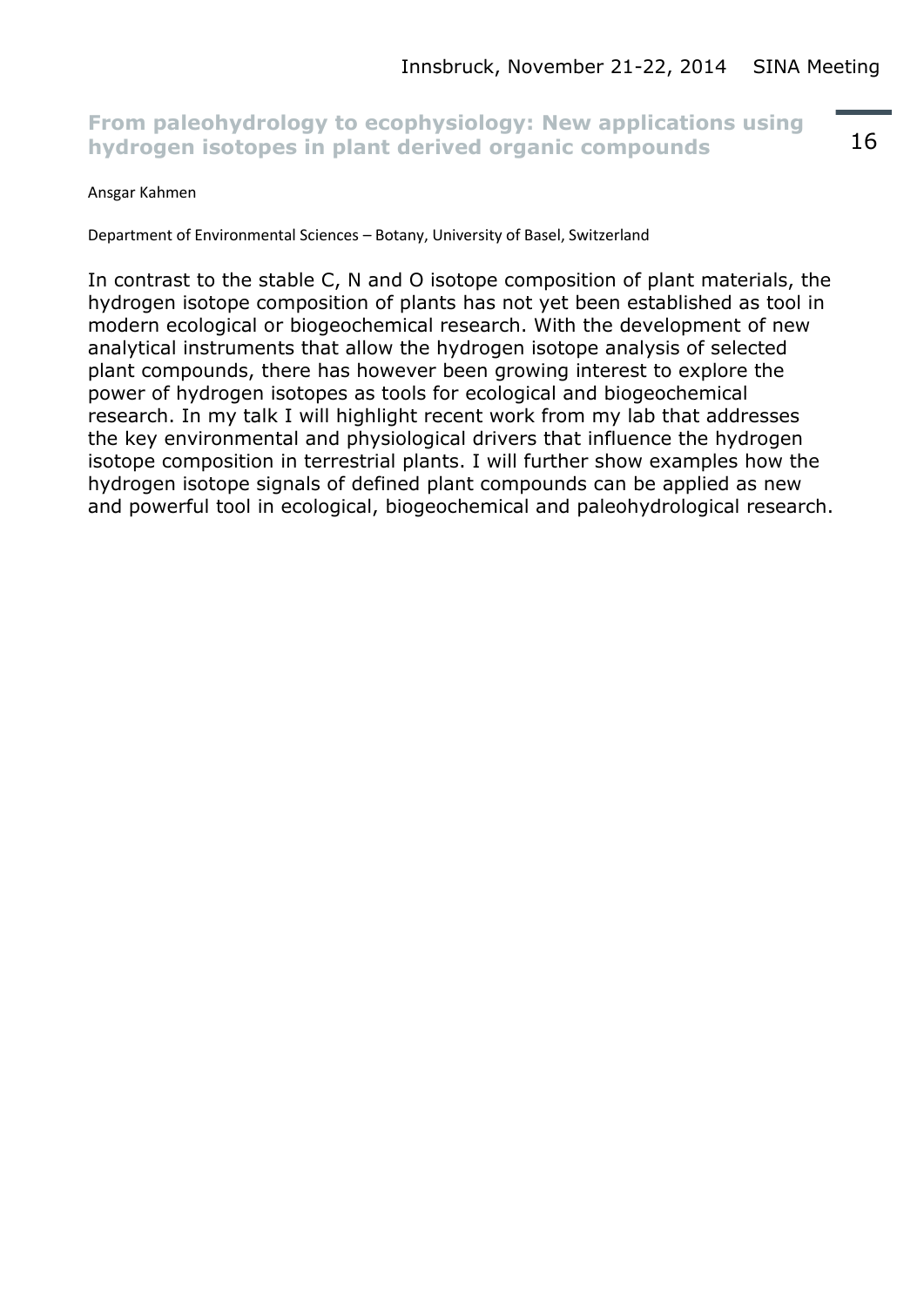## From paleohydrology to ecophysiology: New applications using hydrogen isotopes in plant derived organic compounds

Ansgar Kahmen

Department of Environmental Sciences – Botany, University of Basel, Switzerland

In contrast to the stable C, N and O isotope composition of plant materials, the hydrogen isotope composition of plants has not yet been established as tool in modern ecological or biogeochemical research. With the development of new analytical instruments that allow the hydrogen isotope analysis of selected plant compounds, there has however been growing interest to explore the power of hydrogen isotopes as tools for ecological and biogeochemical research. In my talk I will highlight recent work from my lab that addresses the key environmental and physiological drivers that influence the hydrogen isotope composition in terrestrial plants. I will further show examples how the hydrogen isotope signals of defined plant compounds can be applied as new and powerful tool in ecological, biogeochemical and paleohydrological research.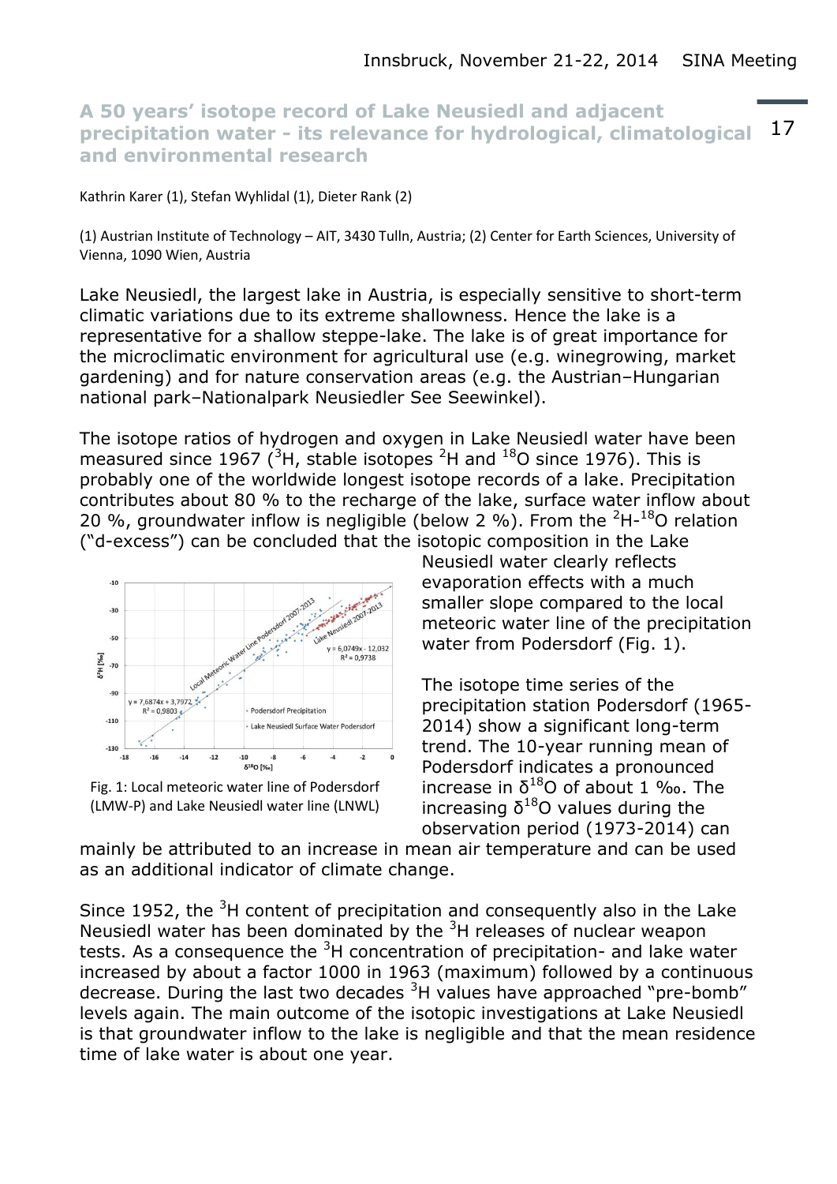## A 50 years' isotope record of Lake Neusiedl and adjacent precipitation water - its relevance for hydrological, climatological and environmental research

Kathrin Karer (1), Stefan Wyhlidal (1), Dieter Rank (2)

(1) Austrian Institute of Technology – AIT, 3430 Tulln, Austria; (2) Center for Earth Sciences, University of Vienna, 1090 Wien, Austria

Lake Neusiedl, the largest lake in Austria, is especially sensitive to short-term climatic variations due to its extreme shallowness. Hence the lake is a representative for a shallow steppe-lake. The lake is of great importance for the microclimatic environment for agricultural use (e.g. winegrowing, market gardening) and for nature conservation areas (e.g. the Austrian–Hungarian national park–Nationalpark Neusiedler See Seewinkel).

The isotope ratios of hydrogen and oxygen in Lake Neusiedl water have been measured since 1967 ($^3$H, stable isotopes $^2$H and $^{18}$O since 1976). This is probably one of the worldwide longest isotope records of a lake. Precipitation contributes about 80 % to the recharge of the lake, surface water inflow about 20 %, groundwater inflow is negligible (below 2 %). From the $^2$H-$^{18}$O relation ("d-excess") can be concluded that the isotopic composition in the Lake Neusiedl water clearly reflects evaporation effects with a much smaller slope compared to the local meteoric water line of the precipitation water from Podersdorf (Fig. 1).

-10
-30
-50
-70
-90
-110
-130
δ²H [‰]
-18 -16 -14 -12 -10 -8 -6 -4 -2 0
δ¹⁸O [‰]
Local Meteoric Water Line Podersdorf 2007-2013
Lake Neusiedl 2007-2013
y = 6,0749x - 12,032
R² = 0,9738
y = 7,6874x + 3,7972
R² = 0,9803
Podersdorf Precipitation
Lake Neusiedl Surface Water Podersdorf

Fig. 1: Local meteoric water line of Podersdorf (LMW-P) and Lake Neusiedl water line (LNWL)

The isotope time series of the precipitation station Podersdorf (1965-2014) show a significant long-term trend. The 10-year running mean of Podersdorf indicates a pronounced increase in $\delta^{18}$O of about 1 ‰. The increasing $\delta^{18}$O values during the observation period (1973-2014) can mainly be attributed to an increase in mean air temperature and can be used as an additional indicator of climate change.

Since 1952, the $^3$H content of precipitation and consequently also in the Lake Neusiedl water has been dominated by the $^3$H releases of nuclear weapon tests. As a consequence the $^3$H concentration of precipitation- and lake water increased by about a factor 1000 in 1963 (maximum) followed by a continuous decrease. During the last two decades $^3$H values have approached "pre-bomb" levels again. The main outcome of the isotopic investigations at Lake Neusiedl is that groundwater inflow to the lake is negligible and that the mean residence time of lake water is about one year.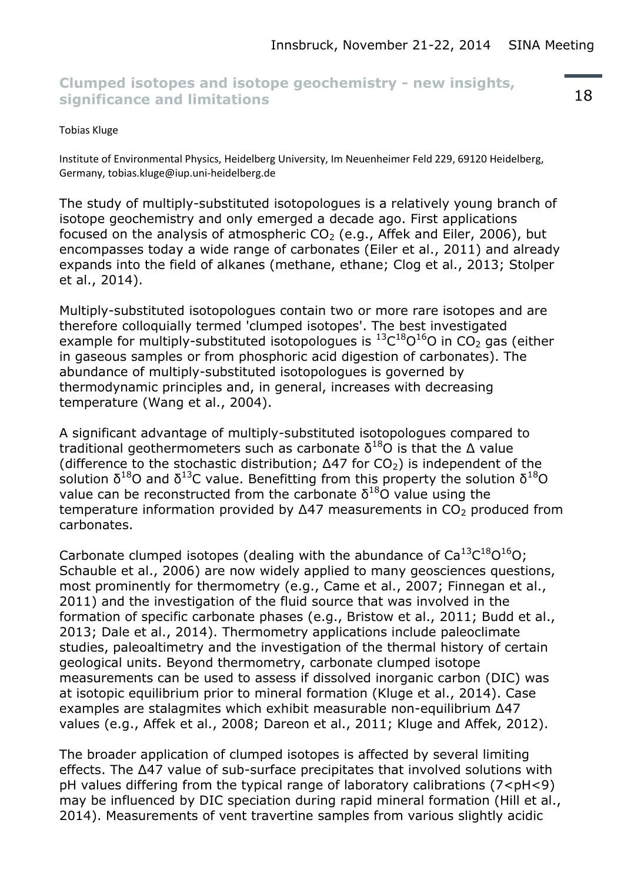## Clumped isotopes and isotope geochemistry - new insights, significance and limitations

Tobias Kluge

Institute of Environmental Physics, Heidelberg University, Im Neuenheimer Feld 229, 69120 Heidelberg, Germany, tobias.kluge@iup.uni-heidelberg.de

The study of multiply-substituted isotopologues is a relatively young branch of isotope geochemistry and only emerged a decade ago. First applications focused on the analysis of atmospheric $CO_2$ (e.g., Affek and Eiler, 2006), but encompasses today a wide range of carbonates (Eiler et al., 2011) and already expands into the field of alkanes (methane, ethane; Clog et al., 2013; Stolper et al., 2014).

Multiply-substituted isotopologues contain two or more rare isotopes and are therefore colloquially termed 'clumped isotopes'. The best investigated example for multiply-substituted isotopologues is $^{13}C^{18}O^{16}O$ in $CO_2$ gas (either in gaseous samples or from phosphoric acid digestion of carbonates). The abundance of multiply-substituted isotopologues is governed by thermodynamic principles and, in general, increases with decreasing temperature (Wang et al., 2004).

A significant advantage of multiply-substituted isotopologues compared to traditional geothermometers such as carbonate $\delta^{18}O$ is that the $\Delta$ value (difference to the stochastic distribution; $\Delta 47$ for $CO_2$) is independent of the solution $\delta^{18}O$ and $\delta^{13}C$ value. Benefitting from this property the solution $\delta^{18}O$ value can be reconstructed from the carbonate $\delta^{18}O$ value using the temperature information provided by $\Delta 47$ measurements in $CO_2$ produced from carbonates.

Carbonate clumped isotopes (dealing with the abundance of $Ca^{13}C^{18}O^{16}O$; Schauble et al., 2006) are now widely applied to many geosciences questions, most prominently for thermometry (e.g., Came et al., 2007; Finnegan et al., 2011) and the investigation of the fluid source that was involved in the formation of specific carbonate phases (e.g., Bristow et al., 2011; Budd et al., 2013; Dale et al., 2014). Thermometry applications include paleoclimate studies, paleoaltimetry and the investigation of the thermal history of certain geological units. Beyond thermometry, carbonate clumped isotope measurements can be used to assess if dissolved inorganic carbon (DIC) was at isotopic equilibrium prior to mineral formation (Kluge et al., 2014). Case examples are stalagmites which exhibit measurable non-equilibrium $\Delta 47$ values (e.g., Affek et al., 2008; Dareon et al., 2011; Kluge and Affek, 2012).

The broader application of clumped isotopes is affected by several limiting effects. The $\Delta 47$ value of sub-surface precipitates that involved solutions with pH values differing from the typical range of laboratory calibrations ($7<pH<9$) may be influenced by DIC speciation during rapid mineral formation (Hill et al., 2014). Measurements of vent travertine samples from various slightly acidic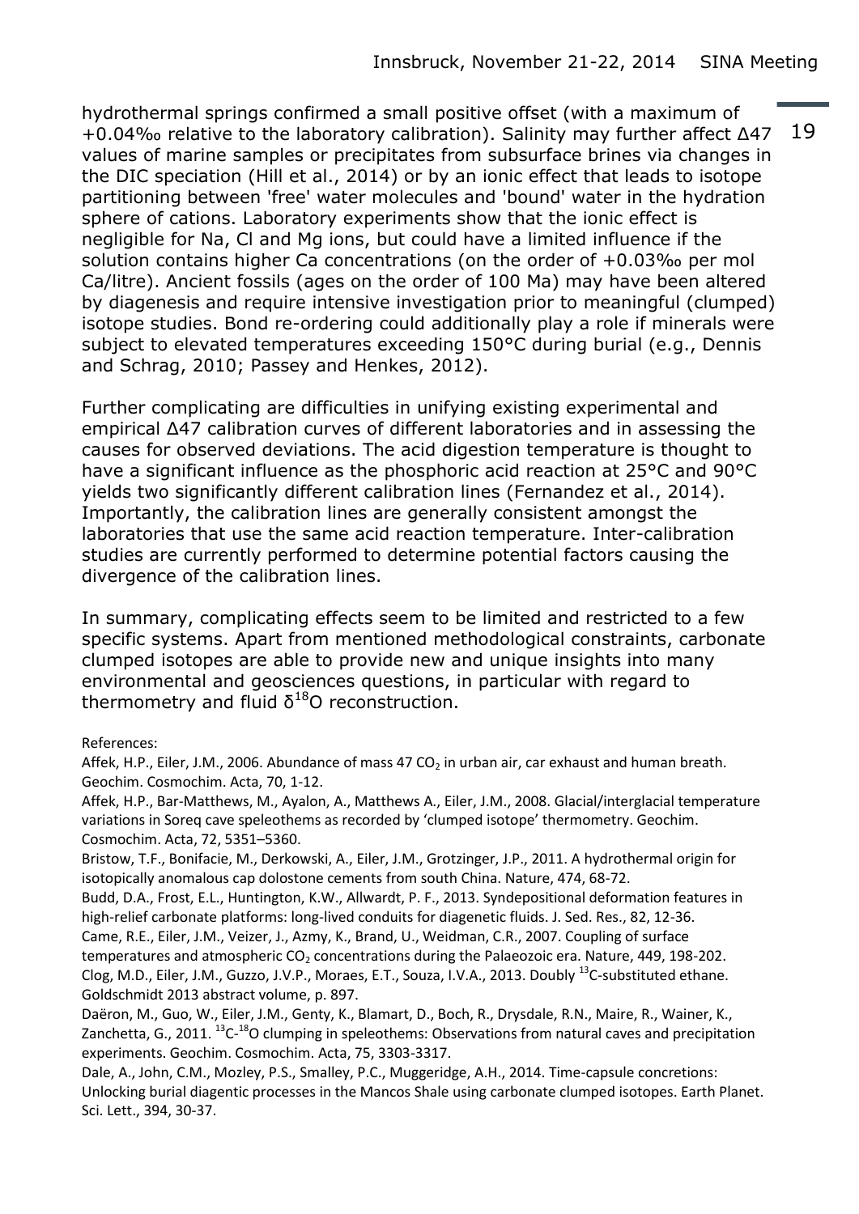hydrothermal springs confirmed a small positive offset (with a maximum of +0.04‰ relative to the laboratory calibration). Salinity may further affect Δ47 values of marine samples or precipitates from subsurface brines via changes in the DIC speciation (Hill et al., 2014) or by an ionic effect that leads to isotope partitioning between 'free' water molecules and 'bound' water in the hydration sphere of cations. Laboratory experiments show that the ionic effect is negligible for Na, Cl and Mg ions, but could have a limited influence if the solution contains higher Ca concentrations (on the order of +0.03‰ per mol Ca/litre). Ancient fossils (ages on the order of 100 Ma) may have been altered by diagenesis and require intensive investigation prior to meaningful (clumped) isotope studies. Bond re-ordering could additionally play a role if minerals were subject to elevated temperatures exceeding 150°C during burial (e.g., Dennis and Schrag, 2010; Passey and Henkes, 2012).

Further complicating are difficulties in unifying existing experimental and empirical Δ47 calibration curves of different laboratories and in assessing the causes for observed deviations. The acid digestion temperature is thought to have a significant influence as the phosphoric acid reaction at 25°C and 90°C yields two significantly different calibration lines (Fernandez et al., 2014). Importantly, the calibration lines are generally consistent amongst the laboratories that use the same acid reaction temperature. Inter-calibration studies are currently performed to determine potential factors causing the divergence of the calibration lines.

In summary, complicating effects seem to be limited and restricted to a few specific systems. Apart from mentioned methodological constraints, carbonate clumped isotopes are able to provide new and unique insights into many environmental and geosciences questions, in particular with regard to thermometry and fluid $\delta^{18}O$ reconstruction.

References:

Affek, H.P., Eiler, J.M., 2006. Abundance of mass 47 $CO_2$ in urban air, car exhaust and human breath. Geochim. Cosmochim. Acta, 70, 1-12.

Affek, H.P., Bar-Matthews, M., Ayalon, A., Matthews A., Eiler, J.M., 2008. Glacial/interglacial temperature variations in Soreq cave speleothems as recorded by 'clumped isotope' thermometry. Geochim. Cosmochim. Acta, 72, 5351–5360.

Bristow, T.F., Bonifacie, M., Derkowski, A., Eiler, J.M., Grotzinger, J.P., 2011. A hydrothermal origin for isotopically anomalous cap dolostone cements from south China. Nature, 474, 68-72.

Budd, D.A., Frost, E.L., Huntington, K.W., Allwardt, P. F., 2013. Syndepositional deformation features in high-relief carbonate platforms: long-lived conduits for diagenetic fluids. J. Sed. Res., 82, 12-36.

Came, R.E., Eiler, J.M., Veizer, J., Azmy, K., Brand, U., Weidman, C.R., 2007. Coupling of surface temperatures and atmospheric $CO_2$ concentrations during the Palaeozoic era. Nature, 449, 198-202.

Clog, M.D., Eiler, J.M., Guzzo, J.V.P., Moraes, E.T., Souza, I.V.A., 2013. Doubly $^{13}C$-substituted ethane. Goldschmidt 2013 abstract volume, p. 897.

Daëron, M., Guo, W., Eiler, J.M., Genty, K., Blamart, D., Boch, R., Drysdale, R.N., Maire, R., Wainer, K., Zanchetta, G., 2011. $^{13}C$-$^{18}O$ clumping in speleothems: Observations from natural caves and precipitation experiments. Geochim. Cosmochim. Acta, 75, 3303-3317.

Dale, A., John, C.M., Mozley, P.S., Smalley, P.C., Muggeridge, A.H., 2014. Time-capsule concretions: Unlocking burial diagentic processes in the Mancos Shale using carbonate clumped isotopes. Earth Planet. Sci. Lett., 394, 30-37.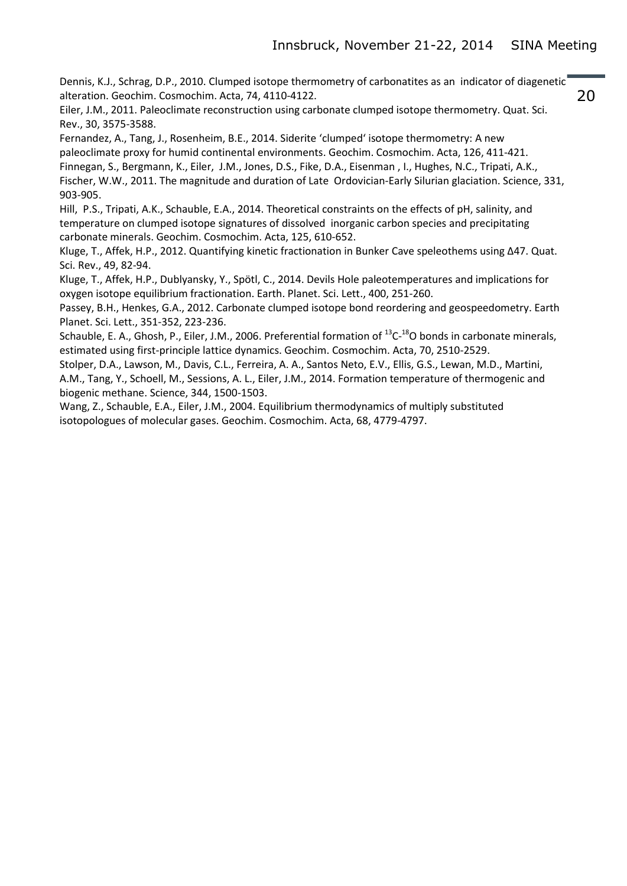Dennis, K.J., Schrag, D.P., 2010. Clumped isotope thermometry of carbonatites as an indicator of diagenetic alteration. Geochim. Cosmochim. Acta, 74, 4110-4122.

Eiler, J.M., 2011. Paleoclimate reconstruction using carbonate clumped isotope thermometry. Quat. Sci. Rev., 30, 3575-3588.

Fernandez, A., Tang, J., Rosenheim, B.E., 2014. Siderite 'clumped' isotope thermometry: A new paleoclimate proxy for humid continental environments. Geochim. Cosmochim. Acta, 126, 411-421.

Finnegan, S., Bergmann, K., Eiler, J.M., Jones, D.S., Fike, D.A., Eisenman , I., Hughes, N.C., Tripati, A.K., Fischer, W.W., 2011. The magnitude and duration of Late Ordovician-Early Silurian glaciation. Science, 331, 903-905.

Hill, P.S., Tripati, A.K., Schauble, E.A., 2014. Theoretical constraints on the effects of pH, salinity, and temperature on clumped isotope signatures of dissolved inorganic carbon species and precipitating carbonate minerals. Geochim. Cosmochim. Acta, 125, 610-652.

Kluge, T., Affek, H.P., 2012. Quantifying kinetic fractionation in Bunker Cave speleothems using Δ47. Quat. Sci. Rev., 49, 82-94.

Kluge, T., Affek, H.P., Dublyansky, Y., Spötl, C., 2014. Devils Hole paleotemperatures and implications for oxygen isotope equilibrium fractionation. Earth. Planet. Sci. Lett., 400, 251-260.

Passey, B.H., Henkes, G.A., 2012. Carbonate clumped isotope bond reordering and geospeedometry. Earth Planet. Sci. Lett., 351-352, 223-236.

Schauble, E. A., Ghosh, P., Eiler, J.M., 2006. Preferential formation of $^{13}C$-$^{18}O$ bonds in carbonate minerals, estimated using first-principle lattice dynamics. Geochim. Cosmochim. Acta, 70, 2510-2529.

Stolper, D.A., Lawson, M., Davis, C.L., Ferreira, A. A., Santos Neto, E.V., Ellis, G.S., Lewan, M.D., Martini, A.M., Tang, Y., Schoell, M., Sessions, A. L., Eiler, J.M., 2014. Formation temperature of thermogenic and biogenic methane. Science, 344, 1500-1503.

Wang, Z., Schauble, E.A., Eiler, J.M., 2004. Equilibrium thermodynamics of multiply substituted isotopologues of molecular gases. Geochim. Cosmochim. Acta, 68, 4779-4797.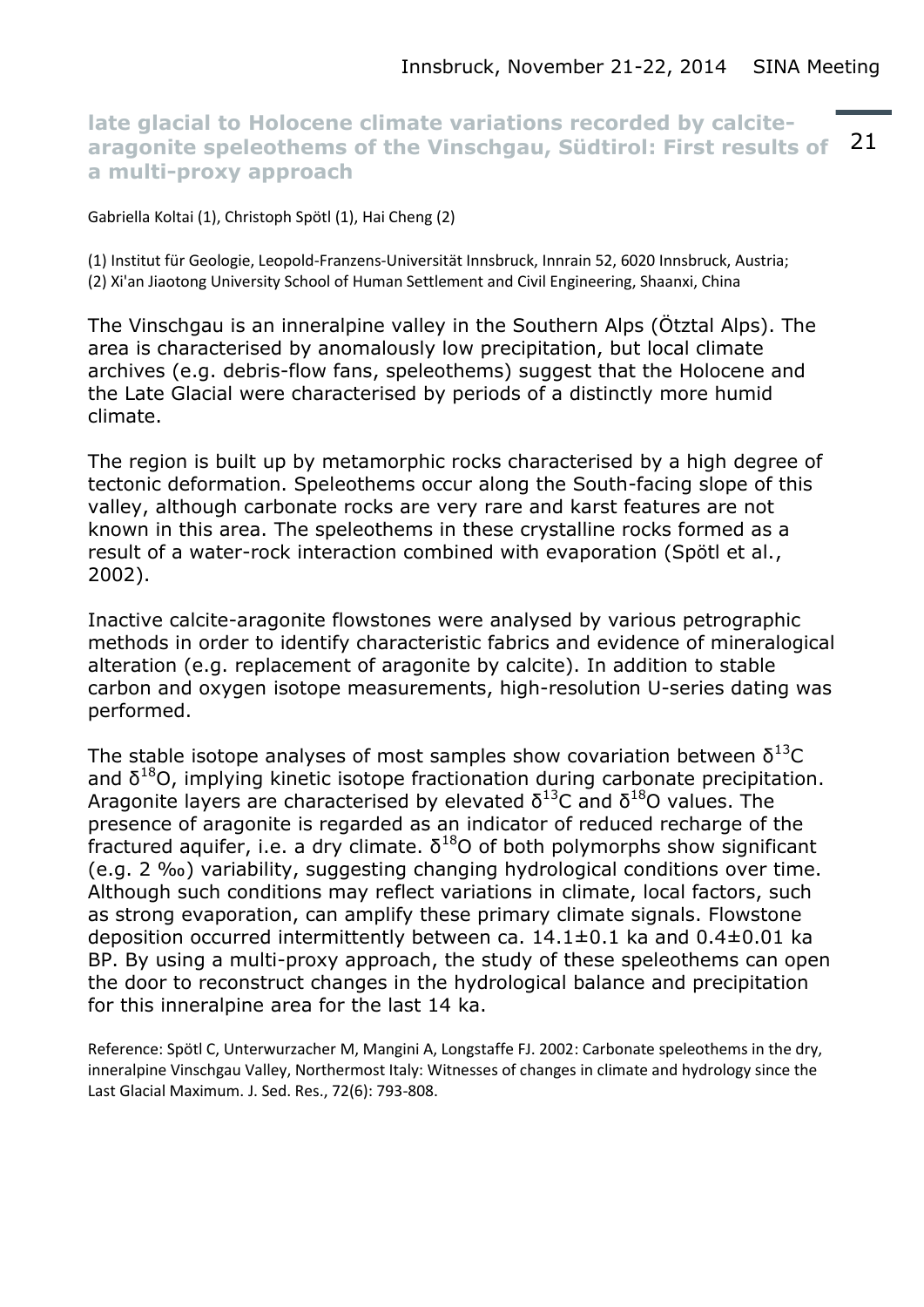## late glacial to Holocene climate variations recorded by calcite-aragonite speleothems of the Vinschgau, Südtirol: First results of a multi-proxy approach

Gabriella Koltai (1), Christoph Spötl (1), Hai Cheng (2)

(1) Institut für Geologie, Leopold-Franzens-Universität Innsbruck, Innrain 52, 6020 Innsbruck, Austria;
(2) Xi'an Jiaotong University School of Human Settlement and Civil Engineering, Shaanxi, China

The Vinschgau is an inneralpine valley in the Southern Alps (Ötztal Alps). The area is characterised by anomalously low precipitation, but local climate archives (e.g. debris-flow fans, speleothems) suggest that the Holocene and the Late Glacial were characterised by periods of a distinctly more humid climate.

The region is built up by metamorphic rocks characterised by a high degree of tectonic deformation. Speleothems occur along the South-facing slope of this valley, although carbonate rocks are very rare and karst features are not known in this area. The speleothems in these crystalline rocks formed as a result of a water-rock interaction combined with evaporation (Spötl et al., 2002).

Inactive calcite-aragonite flowstones were analysed by various petrographic methods in order to identify characteristic fabrics and evidence of mineralogical alteration (e.g. replacement of aragonite by calcite). In addition to stable carbon and oxygen isotope measurements, high-resolution U-series dating was performed.

The stable isotope analyses of most samples show covariation between $\delta^{13}C$ and $\delta^{18}O$, implying kinetic isotope fractionation during carbonate precipitation. Aragonite layers are characterised by elevated $\delta^{13}C$ and $\delta^{18}O$ values. The presence of aragonite is regarded as an indicator of reduced recharge of the fractured aquifer, i.e. a dry climate. $\delta^{18}O$ of both polymorphs show significant (e.g. 2 ‰) variability, suggesting changing hydrological conditions over time. Although such conditions may reflect variations in climate, local factors, such as strong evaporation, can amplify these primary climate signals. Flowstone deposition occurred intermittently between ca. 14.1±0.1 ka and 0.4±0.01 ka BP. By using a multi-proxy approach, the study of these speleothems can open the door to reconstruct changes in the hydrological balance and precipitation for this inneralpine area for the last 14 ka.

Reference: Spötl C, Unterwurzacher M, Mangini A, Longstaffe FJ. 2002: Carbonate speleothems in the dry, inneralpine Vinschgau Valley, Northermost Italy: Witnesses of changes in climate and hydrology since the Last Glacial Maximum. J. Sed. Res., 72(6): 793-808.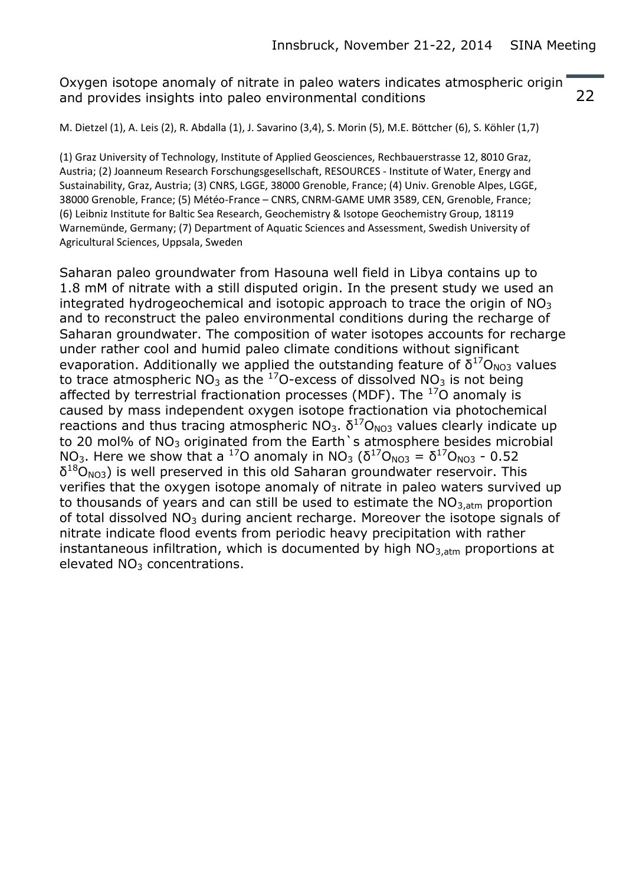## Oxygen isotope anomaly of nitrate in paleo waters indicates atmospheric origin and provides insights into paleo environmental conditions

M. Dietzel (1), A. Leis (2), R. Abdalla (1), J. Savarino (3,4), S. Morin (5), M.E. Böttcher (6), S. Köhler (1,7)

(1) Graz University of Technology, Institute of Applied Geosciences, Rechbauerstrasse 12, 8010 Graz, Austria; (2) Joanneum Research Forschungsgesellschaft, RESOURCES - Institute of Water, Energy and Sustainability, Graz, Austria; (3) CNRS, LGGE, 38000 Grenoble, France; (4) Univ. Grenoble Alpes, LGGE, 38000 Grenoble, France; (5) Météo-France – CNRS, CNRM-GAME UMR 3589, CEN, Grenoble, France; (6) Leibniz Institute for Baltic Sea Research, Geochemistry & Isotope Geochemistry Group, 18119 Warnemünde, Germany; (7) Department of Aquatic Sciences and Assessment, Swedish University of Agricultural Sciences, Uppsala, Sweden

Saharan paleo groundwater from Hasouna well field in Libya contains up to 1.8 mM of nitrate with a still disputed origin. In the present study we used an integrated hydrogeochemical and isotopic approach to trace the origin of $NO_3$ and to reconstruct the paleo environmental conditions during the recharge of Saharan groundwater. The composition of water isotopes accounts for recharge under rather cool and humid paleo climate conditions without significant evaporation. Additionally we applied the outstanding feature of $\delta^{17}O_{NO3}$ values to trace atmospheric $NO_3$ as the $^{17}O$-excess of dissolved $NO_3$ is not being affected by terrestrial fractionation processes (MDF). The $^{17}O$ anomaly is caused by mass independent oxygen isotope fractionation via photochemical reactions and thus tracing atmospheric $NO_3$. $\delta^{17}O_{NO3}$ values clearly indicate up to 20 mol% of $NO_3$ originated from the Earth`s atmosphere besides microbial $NO_3$. Here we show that a $^{17}O$ anomaly in $NO_3$ ($\delta^{17}O_{NO3} = \delta^{17}O_{NO3} - 0.52\ \delta^{18}O_{NO3}$) is well preserved in this old Saharan groundwater reservoir. This verifies that the oxygen isotope anomaly of nitrate in paleo waters survived up to thousands of years and can still be used to estimate the $NO_{3,atm}$ proportion of total dissolved $NO_3$ during ancient recharge. Moreover the isotope signals of nitrate indicate flood events from periodic heavy precipitation with rather instantaneous infiltration, which is documented by high $NO_{3,atm}$ proportions at elevated $NO_3$ concentrations.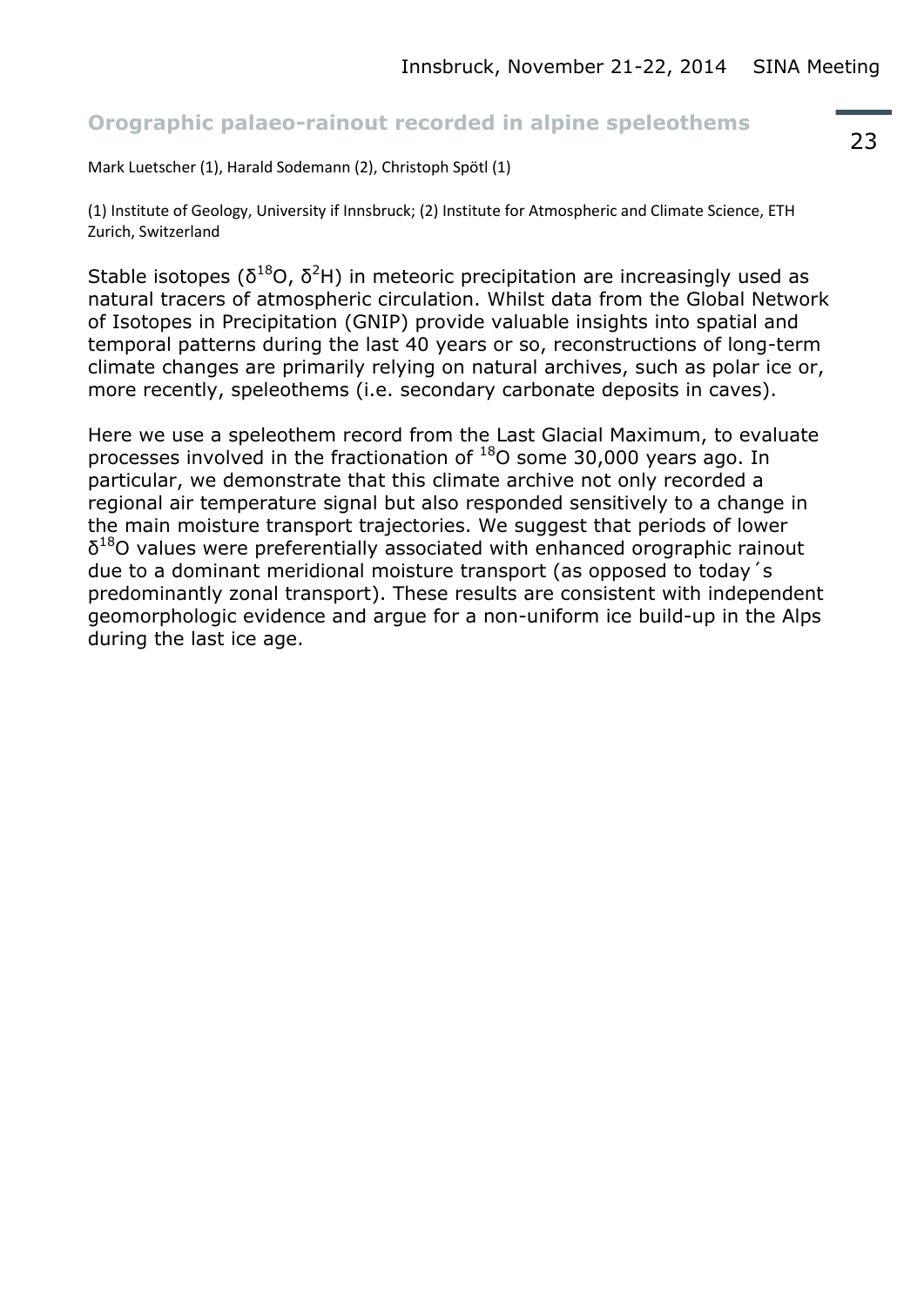## Orographic palaeo-rainout recorded in alpine speleothems

Mark Luetscher (1), Harald Sodemann (2), Christoph Spötl (1)

(1) Institute of Geology, University if Innsbruck; (2) Institute for Atmospheric and Climate Science, ETH Zurich, Switzerland

Stable isotopes ($\delta^{18}O$, $\delta^{2}H$) in meteoric precipitation are increasingly used as natural tracers of atmospheric circulation. Whilst data from the Global Network of Isotopes in Precipitation (GNIP) provide valuable insights into spatial and temporal patterns during the last 40 years or so, reconstructions of long-term climate changes are primarily relying on natural archives, such as polar ice or, more recently, speleothems (i.e. secondary carbonate deposits in caves).

Here we use a speleothem record from the Last Glacial Maximum, to evaluate processes involved in the fractionation of $^{18}O$ some 30,000 years ago. In particular, we demonstrate that this climate archive not only recorded a regional air temperature signal but also responded sensitively to a change in the main moisture transport trajectories. We suggest that periods of lower $\delta^{18}O$ values were preferentially associated with enhanced orographic rainout due to a dominant meridional moisture transport (as opposed to today´s predominantly zonal transport). These results are consistent with independent geomorphologic evidence and argue for a non-uniform ice build-up in the Alps during the last ice age.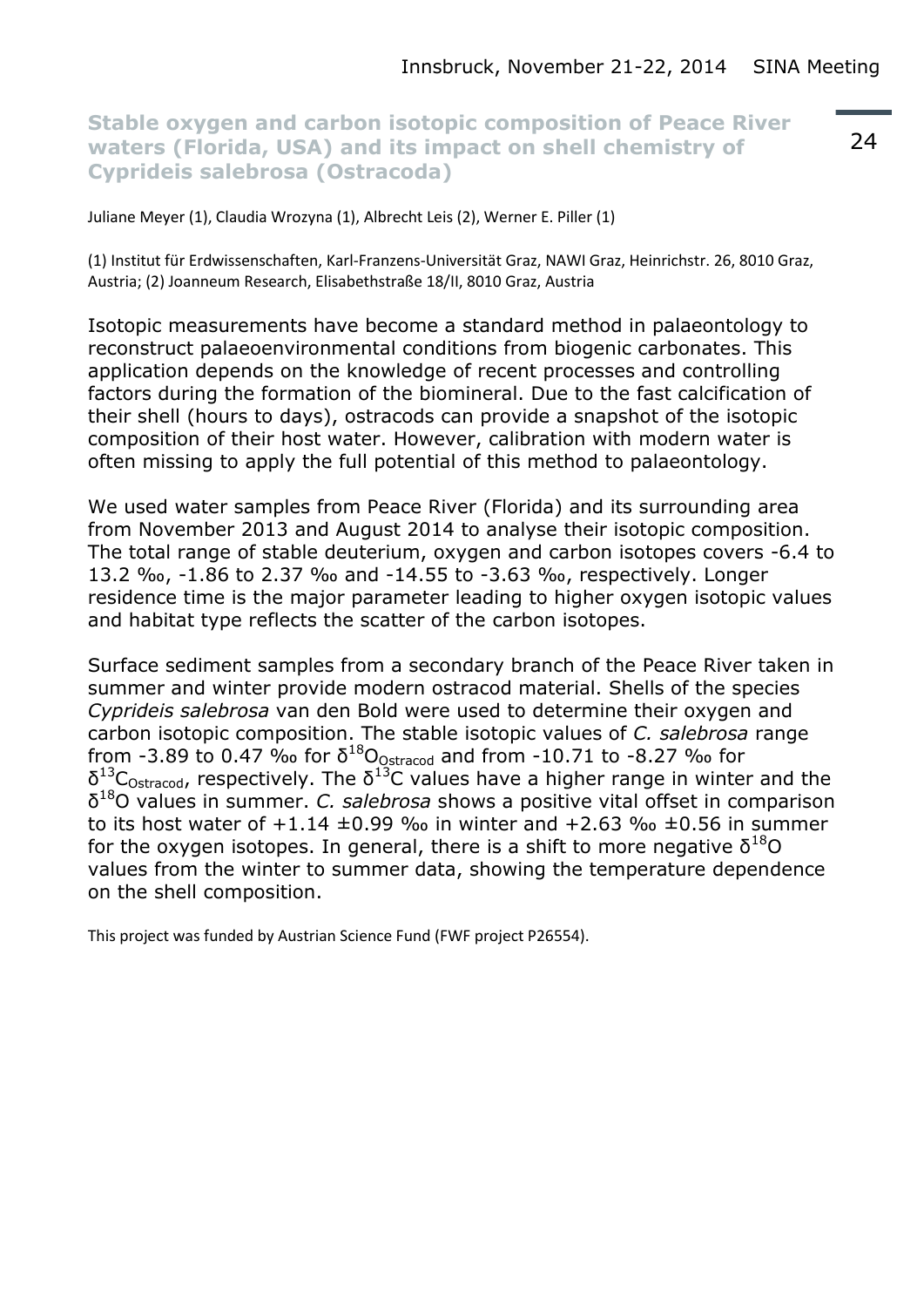## Stable oxygen and carbon isotopic composition of Peace River waters (Florida, USA) and its impact on shell chemistry of Cyprideis salebrosa (Ostracoda)

Juliane Meyer (1), Claudia Wrozyna (1), Albrecht Leis (2), Werner E. Piller (1)

(1) Institut für Erdwissenschaften, Karl-Franzens-Universität Graz, NAWI Graz, Heinrichstr. 26, 8010 Graz, Austria; (2) Joanneum Research, Elisabethstraße 18/II, 8010 Graz, Austria

Isotopic measurements have become a standard method in palaeontology to reconstruct palaeoenvironmental conditions from biogenic carbonates. This application depends on the knowledge of recent processes and controlling factors during the formation of the biomineral. Due to the fast calcification of their shell (hours to days), ostracods can provide a snapshot of the isotopic composition of their host water. However, calibration with modern water is often missing to apply the full potential of this method to palaeontology.

We used water samples from Peace River (Florida) and its surrounding area from November 2013 and August 2014 to analyse their isotopic composition. The total range of stable deuterium, oxygen and carbon isotopes covers -6.4 to 13.2 ‰, -1.86 to 2.37 ‰ and -14.55 to -3.63 ‰, respectively. Longer residence time is the major parameter leading to higher oxygen isotopic values and habitat type reflects the scatter of the carbon isotopes.

Surface sediment samples from a secondary branch of the Peace River taken in summer and winter provide modern ostracod material. Shells of the species *Cyprideis salebrosa* van den Bold were used to determine their oxygen and carbon isotopic composition. The stable isotopic values of *C. salebrosa* range from -3.89 to 0.47 ‰ for $\delta^{18}O_{Ostracod}$ and from -10.71 to -8.27 ‰ for $\delta^{13}C_{Ostracod}$, respectively. The $\delta^{13}C$ values have a higher range in winter and the $\delta^{18}O$ values in summer. *C. salebrosa* shows a positive vital offset in comparison to its host water of +1.14 ±0.99 ‰ in winter and +2.63 ‰ ±0.56 in summer for the oxygen isotopes. In general, there is a shift to more negative $\delta^{18}O$ values from the winter to summer data, showing the temperature dependence on the shell composition.

This project was funded by Austrian Science Fund (FWF project P26554).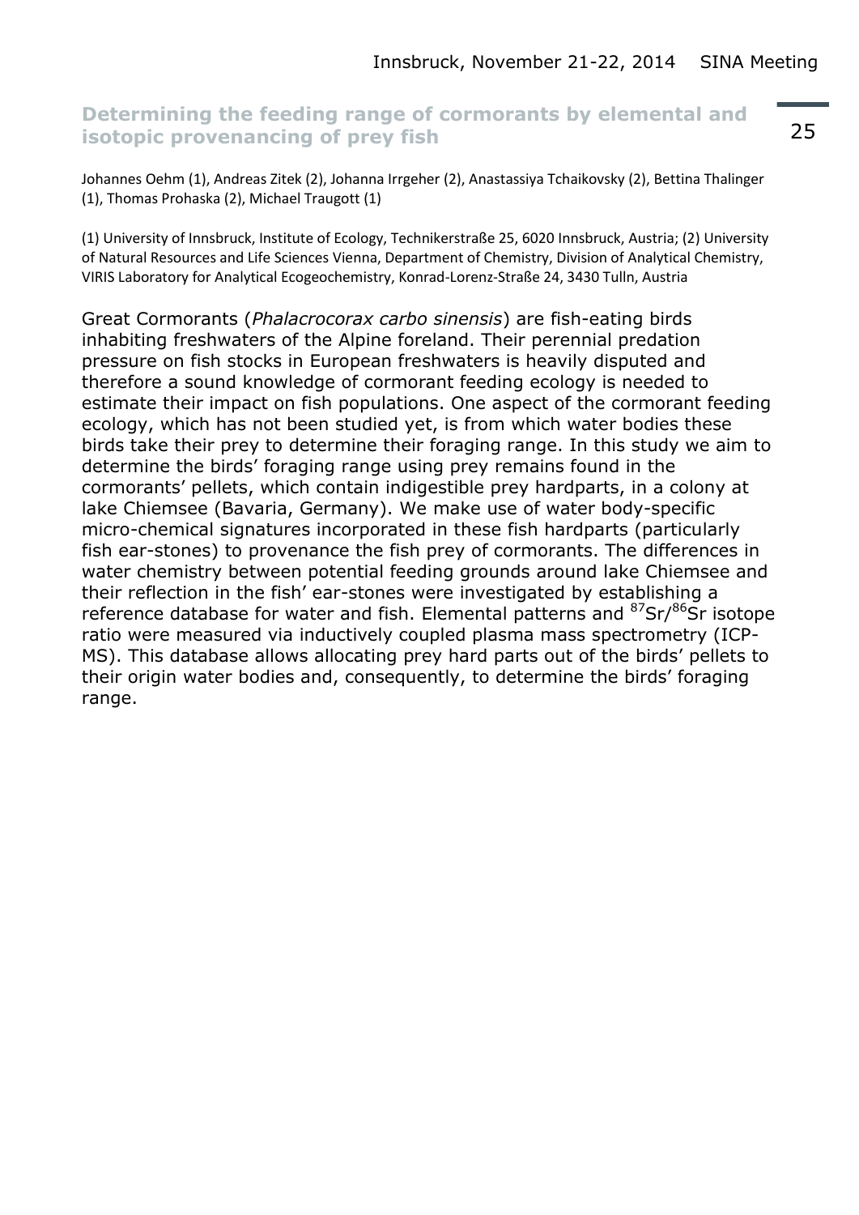## Determining the feeding range of cormorants by elemental and isotopic provenancing of prey fish

Johannes Oehm (1), Andreas Zitek (2), Johanna Irrgeher (2), Anastassiya Tchaikovsky (2), Bettina Thalinger (1), Thomas Prohaska (2), Michael Traugott (1)

(1) University of Innsbruck, Institute of Ecology, Technikerstraße 25, 6020 Innsbruck, Austria; (2) University of Natural Resources and Life Sciences Vienna, Department of Chemistry, Division of Analytical Chemistry, VIRIS Laboratory for Analytical Ecogeochemistry, Konrad-Lorenz-Straße 24, 3430 Tulln, Austria

Great Cormorants (*Phalacrocorax carbo sinensis*) are fish-eating birds inhabiting freshwaters of the Alpine foreland. Their perennial predation pressure on fish stocks in European freshwaters is heavily disputed and therefore a sound knowledge of cormorant feeding ecology is needed to estimate their impact on fish populations. One aspect of the cormorant feeding ecology, which has not been studied yet, is from which water bodies these birds take their prey to determine their foraging range. In this study we aim to determine the birds' foraging range using prey remains found in the cormorants' pellets, which contain indigestible prey hardparts, in a colony at lake Chiemsee (Bavaria, Germany). We make use of water body-specific micro-chemical signatures incorporated in these fish hardparts (particularly fish ear-stones) to provenance the fish prey of cormorants. The differences in water chemistry between potential feeding grounds around lake Chiemsee and their reflection in the fish' ear-stones were investigated by establishing a reference database for water and fish. Elemental patterns and $^{87}Sr/^{86}Sr$ isotope ratio were measured via inductively coupled plasma mass spectrometry (ICP-MS). This database allows allocating prey hard parts out of the birds' pellets to their origin water bodies and, consequently, to determine the birds' foraging range.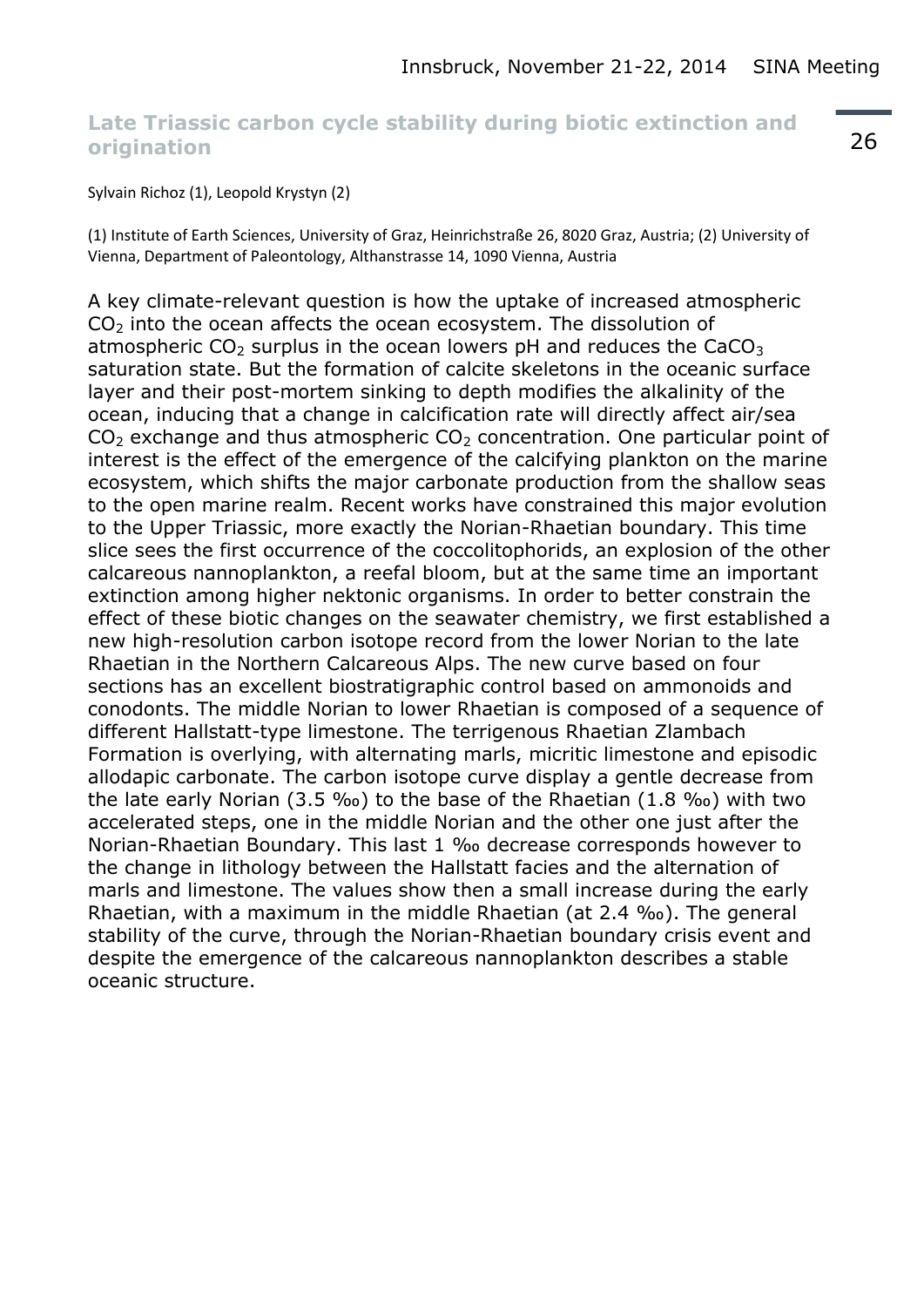## Late Triassic carbon cycle stability during biotic extinction and origination

Sylvain Richoz (1), Leopold Krystyn (2)

(1) Institute of Earth Sciences, University of Graz, Heinrichstraße 26, 8020 Graz, Austria; (2) University of Vienna, Department of Paleontology, Althanstrasse 14, 1090 Vienna, Austria

A key climate-relevant question is how the uptake of increased atmospheric $CO_2$ into the ocean affects the ocean ecosystem. The dissolution of atmospheric $CO_2$ surplus in the ocean lowers pH and reduces the $CaCO_3$ saturation state. But the formation of calcite skeletons in the oceanic surface layer and their post-mortem sinking to depth modifies the alkalinity of the ocean, inducing that a change in calcification rate will directly affect air/sea $CO_2$ exchange and thus atmospheric $CO_2$ concentration. One particular point of interest is the effect of the emergence of the calcifying plankton on the marine ecosystem, which shifts the major carbonate production from the shallow seas to the open marine realm. Recent works have constrained this major evolution to the Upper Triassic, more exactly the Norian-Rhaetian boundary. This time slice sees the first occurrence of the coccolitophorids, an explosion of the other calcareous nannoplankton, a reefal bloom, but at the same time an important extinction among higher nektonic organisms. In order to better constrain the effect of these biotic changes on the seawater chemistry, we first established a new high-resolution carbon isotope record from the lower Norian to the late Rhaetian in the Northern Calcareous Alps. The new curve based on four sections has an excellent biostratigraphic control based on ammonoids and conodonts. The middle Norian to lower Rhaetian is composed of a sequence of different Hallstatt-type limestone. The terrigenous Rhaetian Zlambach Formation is overlying, with alternating marls, micritic limestone and episodic allodapic carbonate. The carbon isotope curve display a gentle decrease from the late early Norian (3.5 ‰) to the base of the Rhaetian (1.8 ‰) with two accelerated steps, one in the middle Norian and the other one just after the Norian-Rhaetian Boundary. This last 1 ‰ decrease corresponds however to the change in lithology between the Hallstatt facies and the alternation of marls and limestone. The values show then a small increase during the early Rhaetian, with a maximum in the middle Rhaetian (at 2.4 ‰). The general stability of the curve, through the Norian-Rhaetian boundary crisis event and despite the emergence of the calcareous nannoplankton describes a stable oceanic structure.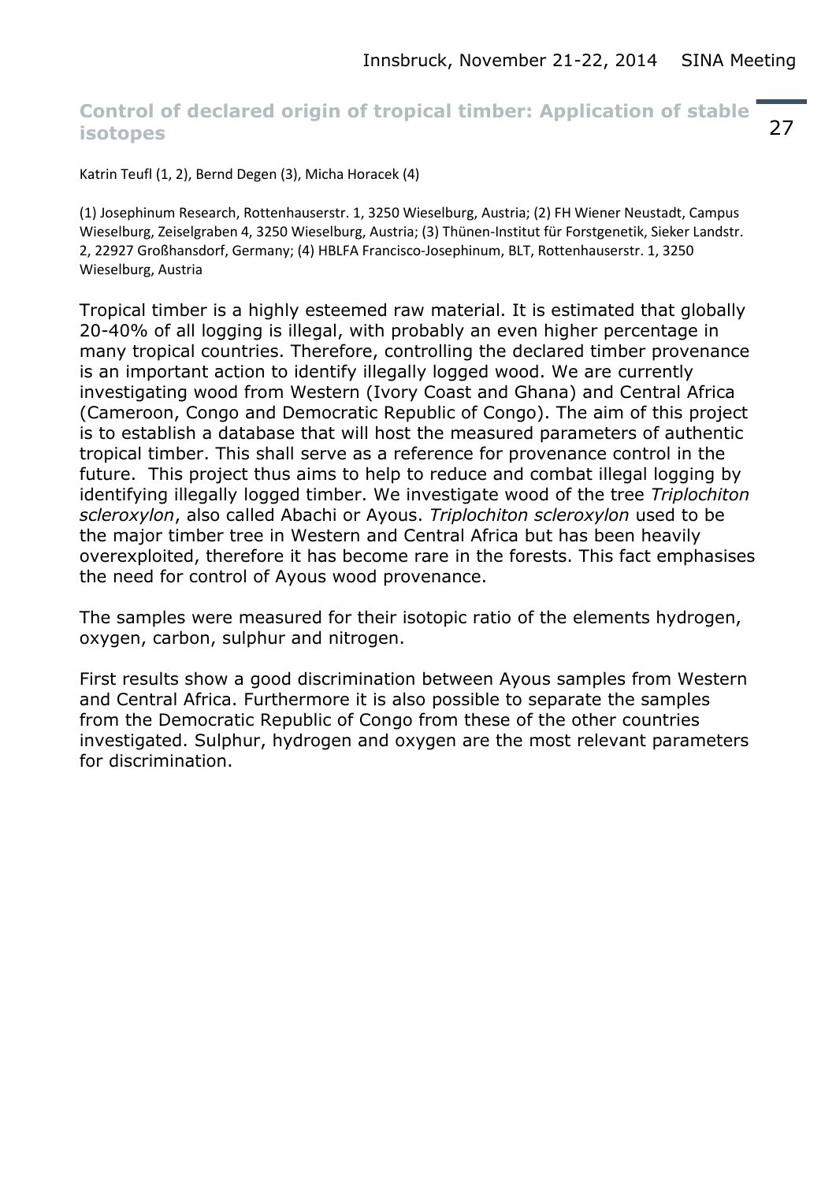## Control of declared origin of tropical timber: Application of stable isotopes

Katrin Teufl (1, 2), Bernd Degen (3), Micha Horacek (4)

(1) Josephinum Research, Rottenhauserstr. 1, 3250 Wieselburg, Austria; (2) FH Wiener Neustadt, Campus Wieselburg, Zeiselgraben 4, 3250 Wieselburg, Austria; (3) Thünen-Institut für Forstgenetik, Sieker Landstr. 2, 22927 Großhansdorf, Germany; (4) HBLFA Francisco-Josephinum, BLT, Rottenhauserstr. 1, 3250 Wieselburg, Austria

Tropical timber is a highly esteemed raw material. It is estimated that globally 20-40% of all logging is illegal, with probably an even higher percentage in many tropical countries. Therefore, controlling the declared timber provenance is an important action to identify illegally logged wood. We are currently investigating wood from Western (Ivory Coast and Ghana) and Central Africa (Cameroon, Congo and Democratic Republic of Congo). The aim of this project is to establish a database that will host the measured parameters of authentic tropical timber. This shall serve as a reference for provenance control in the future. This project thus aims to help to reduce and combat illegal logging by identifying illegally logged timber. We investigate wood of the tree *Triplochiton scleroxylon*, also called Abachi or Ayous. *Triplochiton scleroxylon* used to be the major timber tree in Western and Central Africa but has been heavily overexploited, therefore it has become rare in the forests. This fact emphasises the need for control of Ayous wood provenance.

The samples were measured for their isotopic ratio of the elements hydrogen, oxygen, carbon, sulphur and nitrogen.

First results show a good discrimination between Ayous samples from Western and Central Africa. Furthermore it is also possible to separate the samples from the Democratic Republic of Congo from these of the other countries investigated. Sulphur, hydrogen and oxygen are the most relevant parameters for discrimination.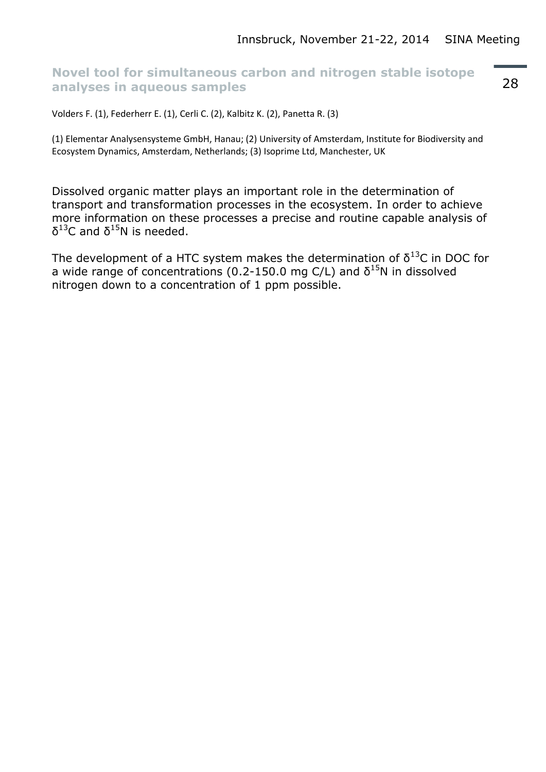## Novel tool for simultaneous carbon and nitrogen stable isotope analyses in aqueous samples

Volders F. (1), Federherr E. (1), Cerli C. (2), Kalbitz K. (2), Panetta R. (3)

(1) Elementar Analysensysteme GmbH, Hanau; (2) University of Amsterdam, Institute for Biodiversity and Ecosystem Dynamics, Amsterdam, Netherlands; (3) Isoprime Ltd, Manchester, UK

Dissolved organic matter plays an important role in the determination of transport and transformation processes in the ecosystem. In order to achieve more information on these processes a precise and routine capable analysis of $\delta^{13}C$ and $\delta^{15}N$ is needed.

The development of a HTC system makes the determination of $\delta^{13}C$ in DOC for a wide range of concentrations (0.2-150.0 mg C/L) and $\delta^{15}N$ in dissolved nitrogen down to a concentration of 1 ppm possible.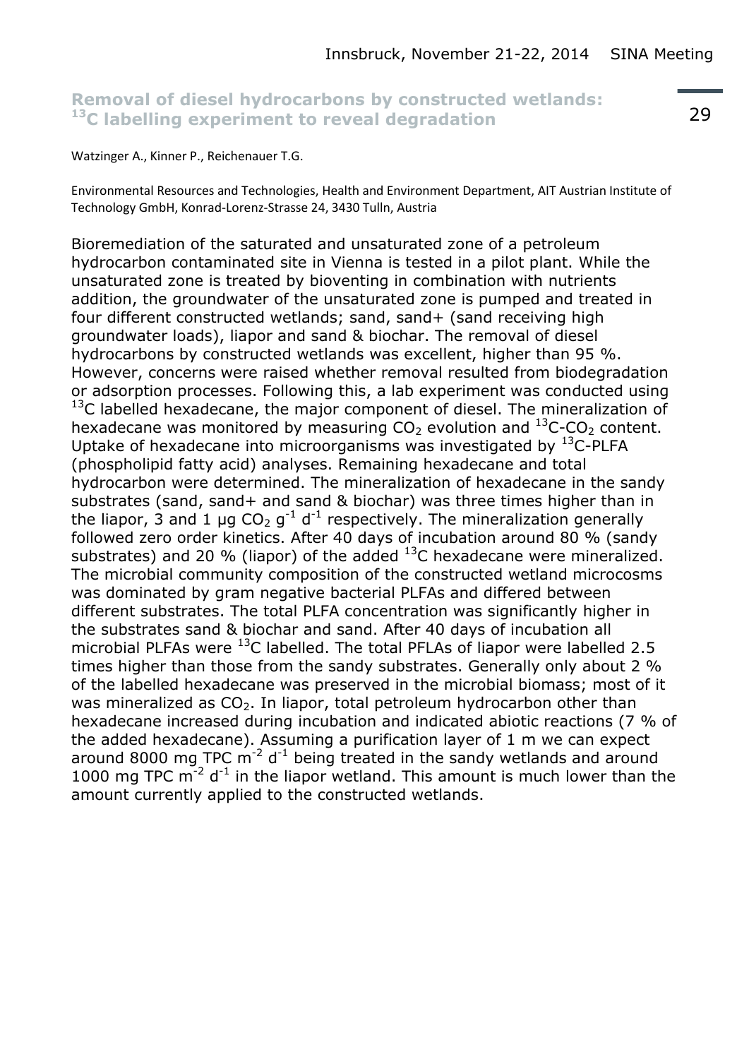## Removal of diesel hydrocarbons by constructed wetlands: $^{13}C$ labelling experiment to reveal degradation

Watzinger A., Kinner P., Reichenauer T.G.

Environmental Resources and Technologies, Health and Environment Department, AIT Austrian Institute of Technology GmbH, Konrad-Lorenz-Strasse 24, 3430 Tulln, Austria

Bioremediation of the saturated and unsaturated zone of a petroleum hydrocarbon contaminated site in Vienna is tested in a pilot plant. While the unsaturated zone is treated by bioventing in combination with nutrients addition, the groundwater of the unsaturated zone is pumped and treated in four different constructed wetlands; sand, sand+ (sand receiving high groundwater loads), liapor and sand & biochar. The removal of diesel hydrocarbons by constructed wetlands was excellent, higher than 95 %. However, concerns were raised whether removal resulted from biodegradation or adsorption processes. Following this, a lab experiment was conducted using $^{13}C$ labelled hexadecane, the major component of diesel. The mineralization of hexadecane was monitored by measuring $CO_2$ evolution and $^{13}C$-$CO_2$ content. Uptake of hexadecane into microorganisms was investigated by $^{13}C$-PLFA (phospholipid fatty acid) analyses. Remaining hexadecane and total hydrocarbon were determined. The mineralization of hexadecane in the sandy substrates (sand, sand+ and sand & biochar) was three times higher than in the liapor, 3 and 1 µg $CO_2$ $g^{-1}$ $d^{-1}$ respectively. The mineralization generally followed zero order kinetics. After 40 days of incubation around 80 % (sandy substrates) and 20 % (liapor) of the added $^{13}C$ hexadecane were mineralized. The microbial community composition of the constructed wetland microcosms was dominated by gram negative bacterial PLFAs and differed between different substrates. The total PLFA concentration was significantly higher in the substrates sand & biochar and sand. After 40 days of incubation all microbial PLFAs were $^{13}C$ labelled. The total PFLAs of liapor were labelled 2.5 times higher than those from the sandy substrates. Generally only about 2 % of the labelled hexadecane was preserved in the microbial biomass; most of it was mineralized as $CO_2$. In liapor, total petroleum hydrocarbon other than hexadecane increased during incubation and indicated abiotic reactions (7 % of the added hexadecane). Assuming a purification layer of 1 m we can expect around 8000 mg TPC $m^{-2}$ $d^{-1}$ being treated in the sandy wetlands and around 1000 mg TPC $m^{-2}$ $d^{-1}$ in the liapor wetland. This amount is much lower than the amount currently applied to the constructed wetlands.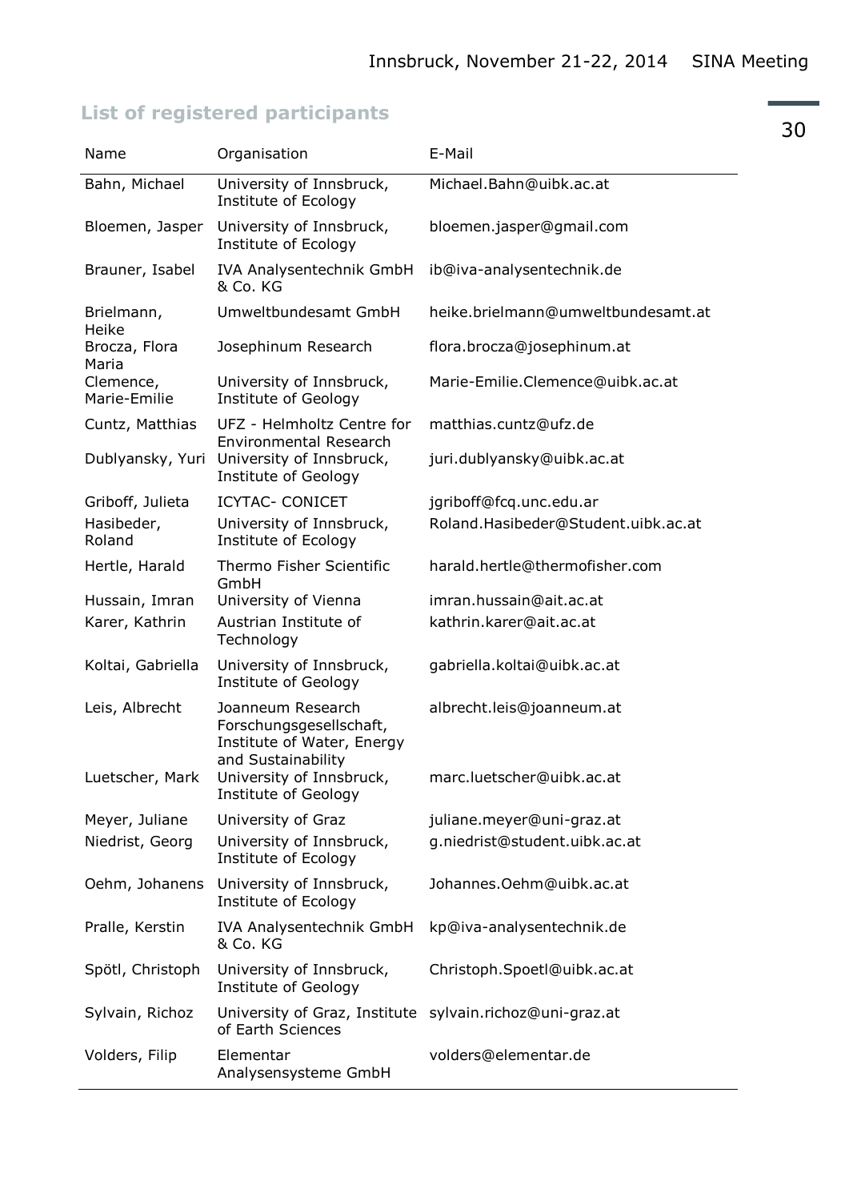## List of registered participants

| Name | Organisation | E-Mail |
|---|---|---|
| Bahn, Michael | University of Innsbruck, Institute of Ecology | Michael.Bahn@uibk.ac.at |
| Bloemen, Jasper | University of Innsbruck, Institute of Ecology | bloemen.jasper@gmail.com |
| Brauner, Isabel | IVA Analysentechnik GmbH & Co. KG | ib@iva-analysentechnik.de |
| Brielmann, Heike | Umweltbundesamt GmbH | heike.brielmann@umweltbundesamt.at |
| Brocza, Flora Maria | Josephinum Research | flora.brocza@josephinum.at |
| Clemence, Marie-Emilie | University of Innsbruck, Institute of Geology | Marie-Emilie.Clemence@uibk.ac.at |
| Cuntz, Matthias | UFZ - Helmholtz Centre for Environmental Research | matthias.cuntz@ufz.de |
| Dublyansky, Yuri | University of Innsbruck, Institute of Geology | juri.dublyansky@uibk.ac.at |
| Griboff, Julieta | ICYTAC- CONICET | jgriboff@fcq.unc.edu.ar |
| Hasibeder, Roland | University of Innsbruck, Institute of Ecology | Roland.Hasibeder@Student.uibk.ac.at |
| Hertle, Harald | Thermo Fisher Scientific GmbH | harald.hertle@thermofisher.com |
| Hussain, Imran | University of Vienna | imran.hussain@ait.ac.at |
| Karer, Kathrin | Austrian Institute of Technology | kathrin.karer@ait.ac.at |
| Koltai, Gabriella | University of Innsbruck, Institute of Geology | gabriella.koltai@uibk.ac.at |
| Leis, Albrecht | Joanneum Research Forschungsgesellschaft, Institute of Water, Energy and Sustainability | albrecht.leis@joanneum.at |
| Luetscher, Mark | University of Innsbruck, Institute of Geology | marc.luetscher@uibk.ac.at |
| Meyer, Juliane | University of Graz | juliane.meyer@uni-graz.at |
| Niedrist, Georg | University of Innsbruck, Institute of Ecology | g.niedrist@student.uibk.ac.at |
| Oehm, Johanens | University of Innsbruck, Institute of Ecology | Johannes.Oehm@uibk.ac.at |
| Pralle, Kerstin | IVA Analysentechnik GmbH & Co. KG | kp@iva-analysentechnik.de |
| Spötl, Christoph | University of Innsbruck, Institute of Geology | Christoph.Spoetl@uibk.ac.at |
| Sylvain, Richoz | University of Graz, Institute of Earth Sciences | sylvain.richoz@uni-graz.at |
| Volders, Filip | Elementar Analysensysteme GmbH | volders@elementar.de |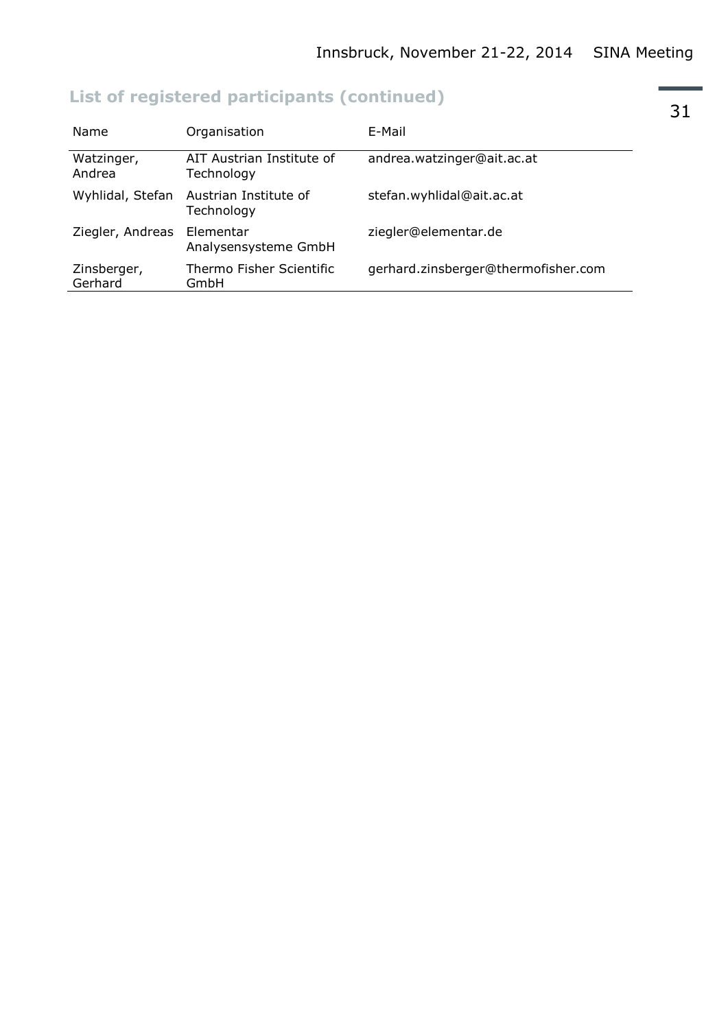## List of registered participants (continued)

| Name | Organisation | E-Mail |
|---|---|---|
| Watzinger, Andrea | AIT Austrian Institute of Technology | andrea.watzinger@ait.ac.at |
| Wyhlidal, Stefan | Austrian Institute of Technology | stefan.wyhlidal@ait.ac.at |
| Ziegler, Andreas | Elementar Analysensysteme GmbH | ziegler@elementar.de |
| Zinsberger, Gerhard | Thermo Fisher Scientific GmbH | gerhard.zinsberger@thermofisher.com |